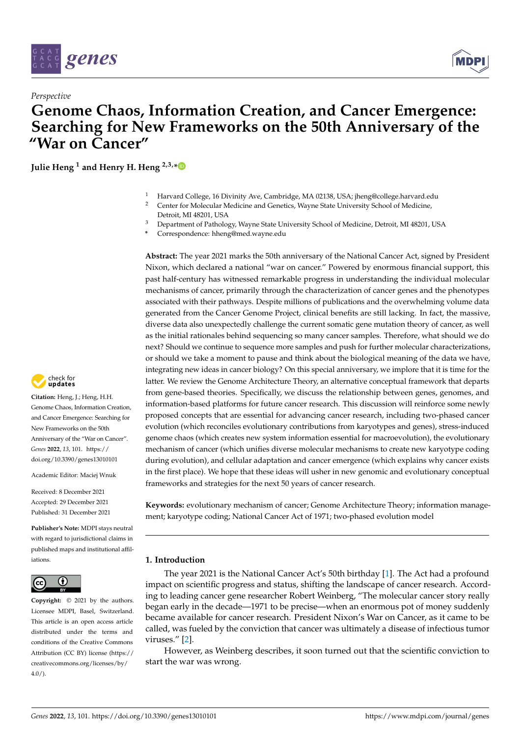*Perspective*

# Genome Chaos, Information Creation, and Cancer Emergence: Searching for New Frameworks on the 50th Anniversary of the "War on Cancer"

**Julie Heng [1] and Henry H. Heng [2,3,*]**

[1] Harvard College, 16 Divinity Ave, Cambridge, MA 02138, USA; jheng@college.harvard.edu

[2] Center for Molecular Medicine and Genetics, Wayne State University School of Medicine, Detroit, MI 48201, USA

[3] Department of Pathology, Wayne State University School of Medicine, Detroit, MI 48201, USA

* Correspondence: hheng@med.wayne.edu

**Abstract:** The year 2021 marks the 50th anniversary of the National Cancer Act, signed by President Nixon, which declared a national "war on cancer." Powered by enormous financial support, this past half-century has witnessed remarkable progress in understanding the individual molecular mechanisms of cancer, primarily through the characterization of cancer genes and the phenotypes associated with their pathways. Despite millions of publications and the overwhelming volume data generated from the Cancer Genome Project, clinical benefits are still lacking. In fact, the massive, diverse data also unexpectedly challenge the current somatic gene mutation theory of cancer, as well as the initial rationales behind sequencing so many cancer samples. Therefore, what should we do next? Should we continue to sequence more samples and push for further molecular characterizations, or should we take a moment to pause and think about the biological meaning of the data we have, integrating new ideas in cancer biology? On this special anniversary, we implore that it is time for the latter. We review the Genome Architecture Theory, an alternative conceptual framework that departs from gene-based theories. Specifically, we discuss the relationship between genes, genomes, and information-based platforms for future cancer research. This discussion will reinforce some newly proposed concepts that are essential for advancing cancer research, including two-phased cancer evolution (which reconciles evolutionary contributions from karyotypes and genes), stress-induced genome chaos (which creates new system information essential for macroevolution), the evolutionary mechanism of cancer (which unifies diverse molecular mechanisms to create new karyotype coding during evolution), and cellular adaptation and cancer emergence (which explains why cancer exists in the first place). We hope that these ideas will usher in new genomic and evolutionary conceptual frameworks and strategies for the next 50 years of cancer research.

**Keywords:** evolutionary mechanism of cancer; Genome Architecture Theory; information management; karyotype coding; National Cancer Act of 1971; two-phased evolution model

**Citation:** Heng, J.; Heng, H.H. Genome Chaos, Information Creation, and Cancer Emergence: Searching for New Frameworks on the 50th Anniversary of the "War on Cancer". *Genes* **2022**, *13*, 101. https://doi.org/10.3390/genes13010101

Academic Editor: Maciej Wnuk

Received: 8 December 2021
Accepted: 29 December 2021
Published: 31 December 2021

**Publisher's Note:** MDPI stays neutral with regard to jurisdictional claims in published maps and institutional affiliations.

**Copyright:** © 2021 by the authors. Licensee MDPI, Basel, Switzerland. This article is an open access article distributed under the terms and conditions of the Creative Commons Attribution (CC BY) license (https://creativecommons.org/licenses/by/4.0/).

## 1. Introduction

The year 2021 is the National Cancer Act's 50th birthday [1]. The Act had a profound impact on scientific progress and status, shifting the landscape of cancer research. According to leading cancer gene researcher Robert Weinberg, "The molecular cancer story really began early in the decade—1971 to be precise—when an enormous pot of money suddenly became available for cancer research. President Nixon's War on Cancer, as it came to be called, was fueled by the conviction that cancer was ultimately a disease of infectious tumor viruses." [2].

However, as Weinberg describes, it soon turned out that the scientific conviction to start the war was wrong.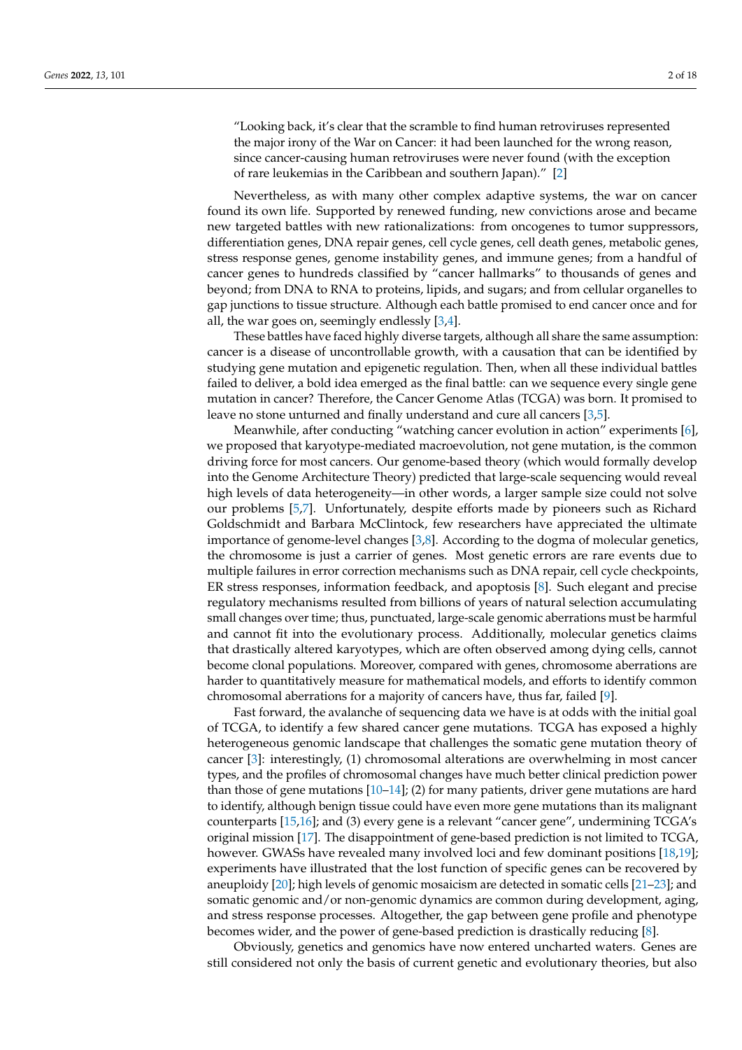"Looking back, it's clear that the scramble to find human retroviruses represented the major irony of the War on Cancer: it had been launched for the wrong reason, since cancer-causing human retroviruses were never found (with the exception of rare leukemias in the Caribbean and southern Japan)." [2]

Nevertheless, as with many other complex adaptive systems, the war on cancer found its own life. Supported by renewed funding, new convictions arose and became new targeted battles with new rationalizations: from oncogenes to tumor suppressors, differentiation genes, DNA repair genes, cell cycle genes, cell death genes, metabolic genes, stress response genes, genome instability genes, and immune genes; from a handful of cancer genes to hundreds classified by "cancer hallmarks" to thousands of genes and beyond; from DNA to RNA to proteins, lipids, and sugars; and from cellular organelles to gap junctions to tissue structure. Although each battle promised to end cancer once and for all, the war goes on, seemingly endlessly [3,4].

These battles have faced highly diverse targets, although all share the same assumption: cancer is a disease of uncontrollable growth, with a causation that can be identified by studying gene mutation and epigenetic regulation. Then, when all these individual battles failed to deliver, a bold idea emerged as the final battle: can we sequence every single gene mutation in cancer? Therefore, the Cancer Genome Atlas (TCGA) was born. It promised to leave no stone unturned and finally understand and cure all cancers [3,5].

Meanwhile, after conducting "watching cancer evolution in action" experiments [6], we proposed that karyotype-mediated macroevolution, not gene mutation, is the common driving force for most cancers. Our genome-based theory (which would formally develop into the Genome Architecture Theory) predicted that large-scale sequencing would reveal high levels of data heterogeneity—in other words, a larger sample size could not solve our problems [5,7]. Unfortunately, despite efforts made by pioneers such as Richard Goldschmidt and Barbara McClintock, few researchers have appreciated the ultimate importance of genome-level changes [3,8]. According to the dogma of molecular genetics, the chromosome is just a carrier of genes. Most genetic errors are rare events due to multiple failures in error correction mechanisms such as DNA repair, cell cycle checkpoints, ER stress responses, information feedback, and apoptosis [8]. Such elegant and precise regulatory mechanisms resulted from billions of years of natural selection accumulating small changes over time; thus, punctuated, large-scale genomic aberrations must be harmful and cannot fit into the evolutionary process. Additionally, molecular genetics claims that drastically altered karyotypes, which are often observed among dying cells, cannot become clonal populations. Moreover, compared with genes, chromosome aberrations are harder to quantitatively measure for mathematical models, and efforts to identify common chromosomal aberrations for a majority of cancers have, thus far, failed [9].

Fast forward, the avalanche of sequencing data we have is at odds with the initial goal of TCGA, to identify a few shared cancer gene mutations. TCGA has exposed a highly heterogeneous genomic landscape that challenges the somatic gene mutation theory of cancer [3]: interestingly, (1) chromosomal alterations are overwhelming in most cancer types, and the profiles of chromosomal changes have much better clinical prediction power than those of gene mutations [10–14]; (2) for many patients, driver gene mutations are hard to identify, although benign tissue could have even more gene mutations than its malignant counterparts [15,16]; and (3) every gene is a relevant "cancer gene", undermining TCGA's original mission [17]. The disappointment of gene-based prediction is not limited to TCGA, however. GWASs have revealed many involved loci and few dominant positions [18,19]; experiments have illustrated that the lost function of specific genes can be recovered by aneuploidy [20]; high levels of genomic mosaicism are detected in somatic cells [21–23]; and somatic genomic and/or non-genomic dynamics are common during development, aging, and stress response processes. Altogether, the gap between gene profile and phenotype becomes wider, and the power of gene-based prediction is drastically reducing [8].

Obviously, genetics and genomics have now entered uncharted waters. Genes are still considered not only the basis of current genetic and evolutionary theories, but also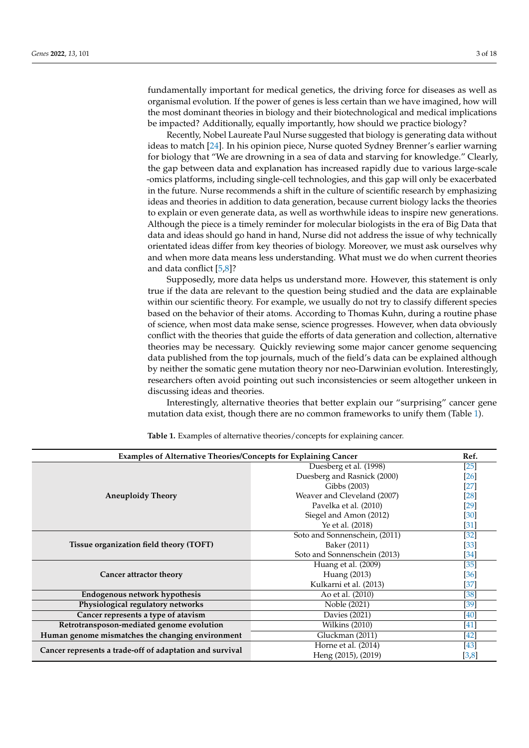fundamentally important for medical genetics, the driving force for diseases as well as organismal evolution. If the power of genes is less certain than we have imagined, how will the most dominant theories in biology and their biotechnological and medical implications be impacted? Additionally, equally importantly, how should we practice biology?

Recently, Nobel Laureate Paul Nurse suggested that biology is generating data without ideas to match [24]. In his opinion piece, Nurse quoted Sydney Brenner's earlier warning for biology that "We are drowning in a sea of data and starving for knowledge." Clearly, the gap between data and explanation has increased rapidly due to various large-scale -omics platforms, including single-cell technologies, and this gap will only be exacerbated in the future. Nurse recommends a shift in the culture of scientific research by emphasizing ideas and theories in addition to data generation, because current biology lacks the theories to explain or even generate data, as well as worthwhile ideas to inspire new generations. Although the piece is a timely reminder for molecular biologists in the era of Big Data that data and ideas should go hand in hand, Nurse did not address the issue of why technically orientated ideas differ from key theories of biology. Moreover, we must ask ourselves why and when more data means less understanding. What must we do when current theories and data conflict [5,8]?

Supposedly, more data helps us understand more. However, this statement is only true if the data are relevant to the question being studied and the data are explainable within our scientific theory. For example, we usually do not try to classify different species based on the behavior of their atoms. According to Thomas Kuhn, during a routine phase of science, when most data make sense, science progresses. However, when data obviously conflict with the theories that guide the efforts of data generation and collection, alternative theories may be necessary. Quickly reviewing some major cancer genome sequencing data published from the top journals, much of the field's data can be explained although by neither the somatic gene mutation theory nor neo-Darwinian evolution. Interestingly, researchers often avoid pointing out such inconsistencies or seem altogether unkeen in discussing ideas and theories.

Interestingly, alternative theories that better explain our "surprising" cancer gene mutation data exist, though there are no common frameworks to unify them (Table 1).

**Table 1.** Examples of alternative theories/concepts for explaining cancer.

| Examples of Alternative Theories/Concepts for Explaining Cancer | | Ref. |
|---|---|---|
| **Aneuploidy Theory** | Duesberg et al. (1998) | [25] |
| | Duesberg and Rasnick (2000) | [26] |
| | Gibbs (2003) | [27] |
| | Weaver and Cleveland (2007) | [28] |
| | Pavelka et al. (2010) | [29] |
| | Siegel and Amon (2012) | [30] |
| | Ye et al. (2018) | [31] |
| **Tissue organization field theory (TOFT)** | Soto and Sonnenschein, (2011) | [32] |
| | Baker (2011) | [33] |
| | Soto and Sonnenschein (2013) | [34] |
| **Cancer attractor theory** | Huang et al. (2009) | [35] |
| | Huang (2013) | [36] |
| | Kulkarni et al. (2013) | [37] |
| **Endogenous network hypothesis** | Ao et al. (2010) | [38] |
| **Physiological regulatory networks** | Noble (2021) | [39] |
| **Cancer represents a type of atavism** | Davies (2021) | [40] |
| **Retrotransposon-mediated genome evolution** | Wilkins (2010) | [41] |
| **Human genome mismatches the changing environment** | Gluckman (2011) | [42] |
| **Cancer represents a trade-off of adaptation and survival** | Horne et al. (2014) | [43] |
| | Heng (2015), (2019) | [3,8] |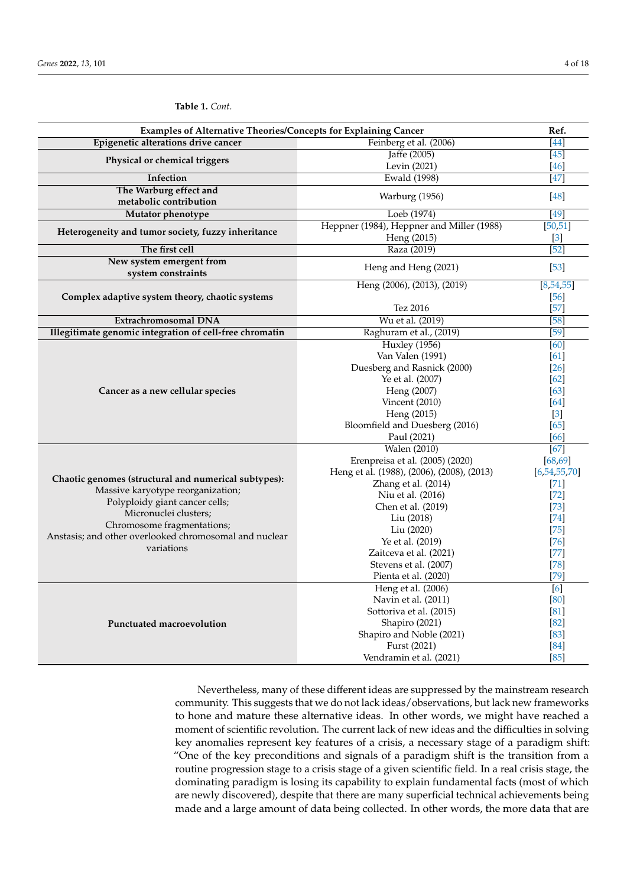**Table 1.** *Cont.*

| Examples of Alternative Theories/Concepts for Explaining Cancer | | Ref. |
|---|---|---|
| **Epigenetic alterations drive cancer** | Feinberg et al. (2006) | [44] |
| **Physical or chemical triggers** | Jaffe (2005) | [45] |
| | Levin (2021) | [46] |
| **Infection** | Ewald (1998) | [47] |
| **The Warburg effect and metabolic contribution** | Warburg (1956) | [48] |
| **Mutator phenotype** | Loeb (1974) | [49] |
| **Heterogeneity and tumor society, fuzzy inheritance** | Heppner (1984), Heppner and Miller (1988) | [50,51] |
| | Heng (2015) | [3] |
| **The first cell** | Raza (2019) | [52] |
| **New system emergent from system constraints** | Heng and Heng (2021) | [53] |
| **Complex adaptive system theory, chaotic systems** | Heng (2006), (2013), (2019) | [8,54,55] |
| | | [56] |
| | Tez 2016 | [57] |
| **Extrachromosomal DNA** | Wu et al. (2019) | [58] |
| **Illegitimate genomic integration of cell-free chromatin** | Raghuram et al., (2019) | [59] |
| **Cancer as a new cellular species** | Huxley (1956) | [60] |
| | Van Valen (1991) | [61] |
| | Duesberg and Rasnick (2000) | [26] |
| | Ye et al. (2007) | [62] |
| | Heng (2007) | [63] |
| | Vincent (2010) | [64] |
| | Heng (2015) | [3] |
| | Bloomfield and Duesberg (2016) | [65] |
| | Paul (2021) | [66] |
| **Chaotic genomes (structural and numerical subtypes):** Massive karyotype reorganization; Polyploidy giant cancer cells; Micronuclei clusters; Chromosome fragmentations; Anstasis; and other overlooked chromosomal and nuclear variations | Walen (2010) | [67] |
| | Erenpreisa et al. (2005) (2020) | [68,69] |
| | Heng et al. (1988), (2006), (2008), (2013) | [6,54,55,70] |
| | Zhang et al. (2014) | [71] |
| | Niu et al. (2016) | [72] |
| | Chen et al. (2019) | [73] |
| | Liu (2018) | [74] |
| | Liu (2020) | [75] |
| | Ye et al. (2019) | [76] |
| | Zaitceva et al. (2021) | [77] |
| | Stevens et al. (2007) | [78] |
| | Pienta et al. (2020) | [79] |
| **Punctuated macroevolution** | Heng et al. (2006) | [6] |
| | Navin et al. (2011) | [80] |
| | Sottoriva et al. (2015) | [81] |
| | Shapiro (2021) | [82] |
| | Shapiro and Noble (2021) | [83] |
| | Furst (2021) | [84] |
| | Vendramin et al. (2021) | [85] |

Nevertheless, many of these different ideas are suppressed by the mainstream research community. This suggests that we do not lack ideas/observations, but lack new frameworks to hone and mature these alternative ideas. In other words, we might have reached a moment of scientific revolution. The current lack of new ideas and the difficulties in solving key anomalies represent key features of a crisis, a necessary stage of a paradigm shift: "One of the key preconditions and signals of a paradigm shift is the transition from a routine progression stage to a crisis stage of a given scientific field. In a real crisis stage, the dominating paradigm is losing its capability to explain fundamental facts (most of which are newly discovered), despite that there are many superficial technical achievements being made and a large amount of data being collected. In other words, the more data that are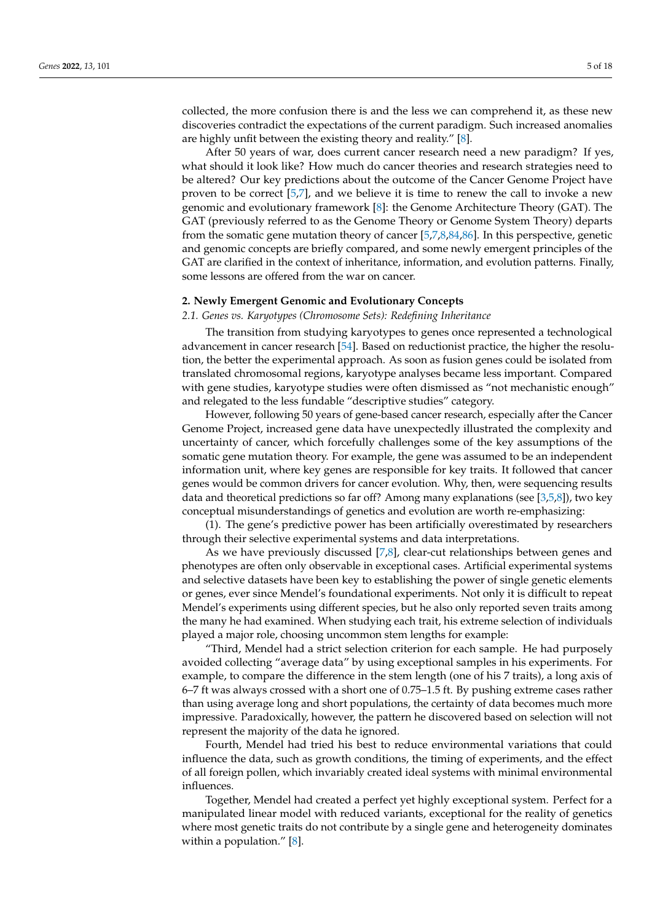collected, the more confusion there is and the less we can comprehend it, as these new discoveries contradict the expectations of the current paradigm. Such increased anomalies are highly unfit between the existing theory and reality." [8].

After 50 years of war, does current cancer research need a new paradigm? If yes, what should it look like? How much do cancer theories and research strategies need to be altered? Our key predictions about the outcome of the Cancer Genome Project have proven to be correct [5,7], and we believe it is time to renew the call to invoke a new genomic and evolutionary framework [8]: the Genome Architecture Theory (GAT). The GAT (previously referred to as the Genome Theory or Genome System Theory) departs from the somatic gene mutation theory of cancer [5,7,8,84,86]. In this perspective, genetic and genomic concepts are briefly compared, and some newly emergent principles of the GAT are clarified in the context of inheritance, information, and evolution patterns. Finally, some lessons are offered from the war on cancer.

## 2. Newly Emergent Genomic and Evolutionary Concepts

### *2.1. Genes vs. Karyotypes (Chromosome Sets): Redefining Inheritance*

The transition from studying karyotypes to genes once represented a technological advancement in cancer research [54]. Based on reductionist practice, the higher the resolution, the better the experimental approach. As soon as fusion genes could be isolated from translated chromosomal regions, karyotype analyses became less important. Compared with gene studies, karyotype studies were often dismissed as "not mechanistic enough" and relegated to the less fundable "descriptive studies" category.

However, following 50 years of gene-based cancer research, especially after the Cancer Genome Project, increased gene data have unexpectedly illustrated the complexity and uncertainty of cancer, which forcefully challenges some of the key assumptions of the somatic gene mutation theory. For example, the gene was assumed to be an independent information unit, where key genes are responsible for key traits. It followed that cancer genes would be common drivers for cancer evolution. Why, then, were sequencing results data and theoretical predictions so far off? Among many explanations (see [3,5,8]), two key conceptual misunderstandings of genetics and evolution are worth re-emphasizing:

(1). The gene's predictive power has been artificially overestimated by researchers through their selective experimental systems and data interpretations.

As we have previously discussed [7,8], clear-cut relationships between genes and phenotypes are often only observable in exceptional cases. Artificial experimental systems and selective datasets have been key to establishing the power of single genetic elements or genes, ever since Mendel's foundational experiments. Not only it is difficult to repeat Mendel's experiments using different species, but he also only reported seven traits among the many he had examined. When studying each trait, his extreme selection of individuals played a major role, choosing uncommon stem lengths for example:

"Third, Mendel had a strict selection criterion for each sample. He had purposely avoided collecting "average data" by using exceptional samples in his experiments. For example, to compare the difference in the stem length (one of his 7 traits), a long axis of 6–7 ft was always crossed with a short one of 0.75–1.5 ft. By pushing extreme cases rather than using average long and short populations, the certainty of data becomes much more impressive. Paradoxically, however, the pattern he discovered based on selection will not represent the majority of the data he ignored.

Fourth, Mendel had tried his best to reduce environmental variations that could influence the data, such as growth conditions, the timing of experiments, and the effect of all foreign pollen, which invariably created ideal systems with minimal environmental influences.

Together, Mendel had created a perfect yet highly exceptional system. Perfect for a manipulated linear model with reduced variants, exceptional for the reality of genetics where most genetic traits do not contribute by a single gene and heterogeneity dominates within a population." [8].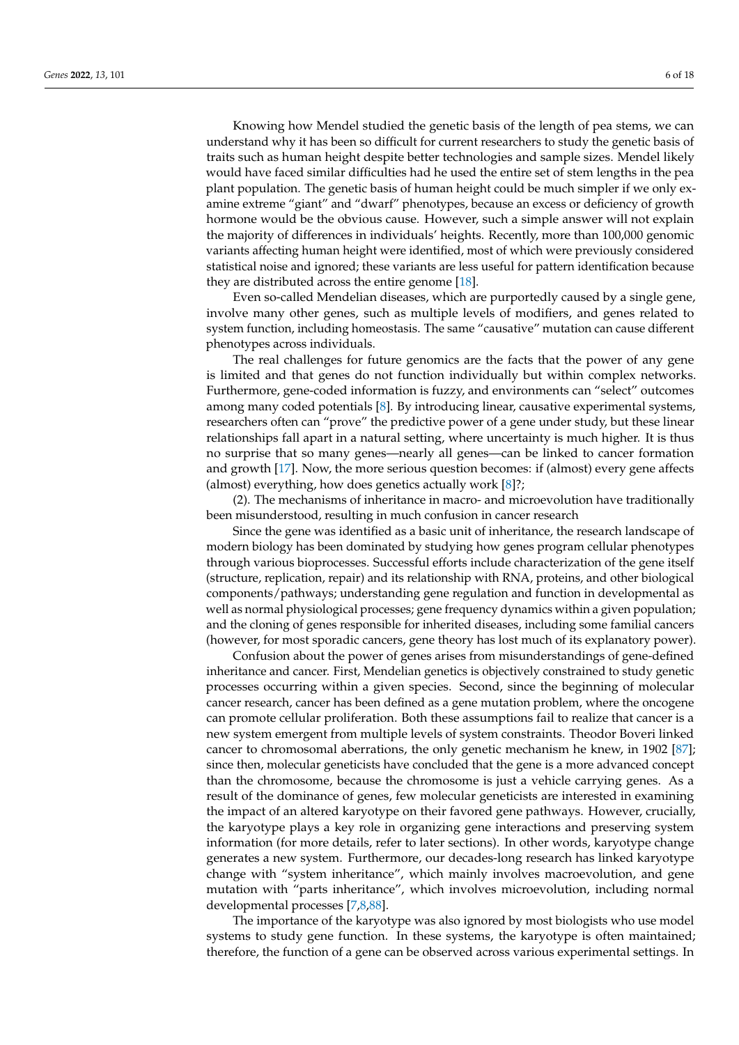Knowing how Mendel studied the genetic basis of the length of pea stems, we can understand why it has been so difficult for current researchers to study the genetic basis of traits such as human height despite better technologies and sample sizes. Mendel likely would have faced similar difficulties had he used the entire set of stem lengths in the pea plant population. The genetic basis of human height could be much simpler if we only examine extreme "giant" and "dwarf" phenotypes, because an excess or deficiency of growth hormone would be the obvious cause. However, such a simple answer will not explain the majority of differences in individuals' heights. Recently, more than 100,000 genomic variants affecting human height were identified, most of which were previously considered statistical noise and ignored; these variants are less useful for pattern identification because they are distributed across the entire genome [18].

Even so-called Mendelian diseases, which are purportedly caused by a single gene, involve many other genes, such as multiple levels of modifiers, and genes related to system function, including homeostasis. The same "causative" mutation can cause different phenotypes across individuals.

The real challenges for future genomics are the facts that the power of any gene is limited and that genes do not function individually but within complex networks. Furthermore, gene-coded information is fuzzy, and environments can "select" outcomes among many coded potentials [8]. By introducing linear, causative experimental systems, researchers often can "prove" the predictive power of a gene under study, but these linear relationships fall apart in a natural setting, where uncertainty is much higher. It is thus no surprise that so many genes—nearly all genes—can be linked to cancer formation and growth [17]. Now, the more serious question becomes: if (almost) every gene affects (almost) everything, how does genetics actually work [8]?;

(2). The mechanisms of inheritance in macro- and microevolution have traditionally been misunderstood, resulting in much confusion in cancer research

Since the gene was identified as a basic unit of inheritance, the research landscape of modern biology has been dominated by studying how genes program cellular phenotypes through various bioprocesses. Successful efforts include characterization of the gene itself (structure, replication, repair) and its relationship with RNA, proteins, and other biological components/pathways; understanding gene regulation and function in developmental as well as normal physiological processes; gene frequency dynamics within a given population; and the cloning of genes responsible for inherited diseases, including some familial cancers (however, for most sporadic cancers, gene theory has lost much of its explanatory power).

Confusion about the power of genes arises from misunderstandings of gene-defined inheritance and cancer. First, Mendelian genetics is objectively constrained to study genetic processes occurring within a given species. Second, since the beginning of molecular cancer research, cancer has been defined as a gene mutation problem, where the oncogene can promote cellular proliferation. Both these assumptions fail to realize that cancer is a new system emergent from multiple levels of system constraints. Theodor Boveri linked cancer to chromosomal aberrations, the only genetic mechanism he knew, in 1902 [87]; since then, molecular geneticists have concluded that the gene is a more advanced concept than the chromosome, because the chromosome is just a vehicle carrying genes. As a result of the dominance of genes, few molecular geneticists are interested in examining the impact of an altered karyotype on their favored gene pathways. However, crucially, the karyotype plays a key role in organizing gene interactions and preserving system information (for more details, refer to later sections). In other words, karyotype change generates a new system. Furthermore, our decades-long research has linked karyotype change with "system inheritance", which mainly involves macroevolution, and gene mutation with "parts inheritance", which involves microevolution, including normal developmental processes [7,8,88].

The importance of the karyotype was also ignored by most biologists who use model systems to study gene function. In these systems, the karyotype is often maintained; therefore, the function of a gene can be observed across various experimental settings. In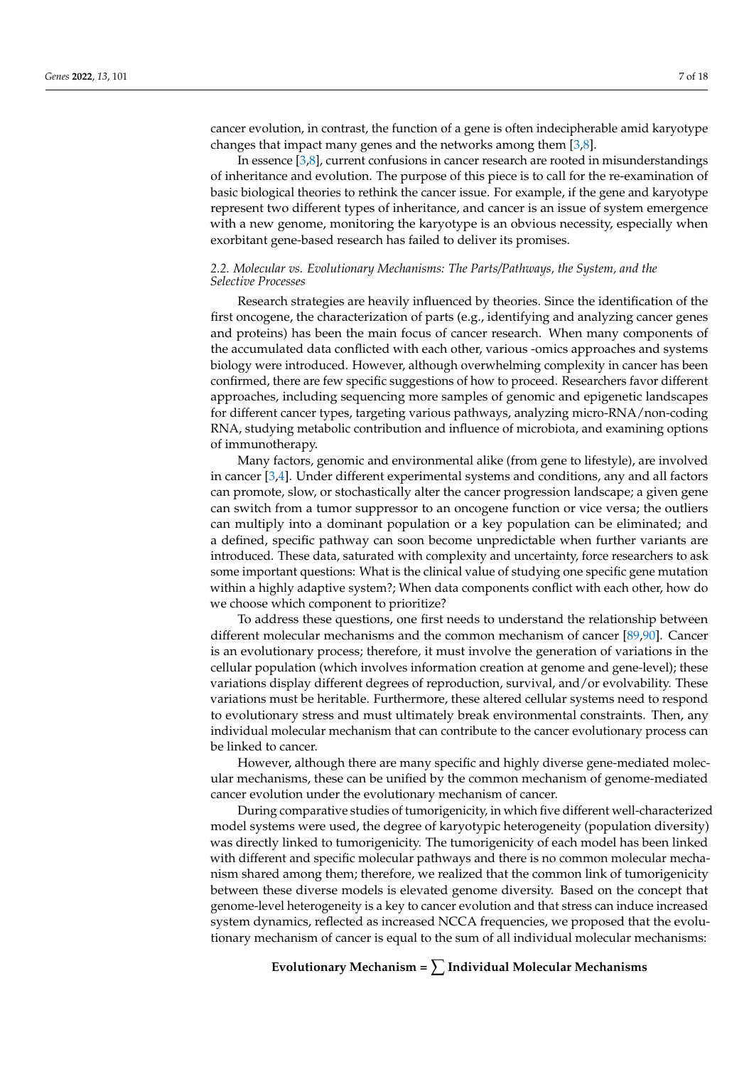cancer evolution, in contrast, the function of a gene is often indecipherable amid karyotype changes that impact many genes and the networks among them [3,8].

In essence [3,8], current confusions in cancer research are rooted in misunderstandings of inheritance and evolution. The purpose of this piece is to call for the re-examination of basic biological theories to rethink the cancer issue. For example, if the gene and karyotype represent two different types of inheritance, and cancer is an issue of system emergence with a new genome, monitoring the karyotype is an obvious necessity, especially when exorbitant gene-based research has failed to deliver its promises.

### *2.2. Molecular vs. Evolutionary Mechanisms: The Parts/Pathways, the System, and the Selective Processes*

Research strategies are heavily influenced by theories. Since the identification of the first oncogene, the characterization of parts (e.g., identifying and analyzing cancer genes and proteins) has been the main focus of cancer research. When many components of the accumulated data conflicted with each other, various -omics approaches and systems biology were introduced. However, although overwhelming complexity in cancer has been confirmed, there are few specific suggestions of how to proceed. Researchers favor different approaches, including sequencing more samples of genomic and epigenetic landscapes for different cancer types, targeting various pathways, analyzing micro-RNA/non-coding RNA, studying metabolic contribution and influence of microbiota, and examining options of immunotherapy.

Many factors, genomic and environmental alike (from gene to lifestyle), are involved in cancer [3,4]. Under different experimental systems and conditions, any and all factors can promote, slow, or stochastically alter the cancer progression landscape; a given gene can switch from a tumor suppressor to an oncogene function or vice versa; the outliers can multiply into a dominant population or a key population can be eliminated; and a defined, specific pathway can soon become unpredictable when further variants are introduced. These data, saturated with complexity and uncertainty, force researchers to ask some important questions: What is the clinical value of studying one specific gene mutation within a highly adaptive system?; When data components conflict with each other, how do we choose which component to prioritize?

To address these questions, one first needs to understand the relationship between different molecular mechanisms and the common mechanism of cancer [89,90]. Cancer is an evolutionary process; therefore, it must involve the generation of variations in the cellular population (which involves information creation at genome and gene-level); these variations display different degrees of reproduction, survival, and/or evolvability. These variations must be heritable. Furthermore, these altered cellular systems need to respond to evolutionary stress and must ultimately break environmental constraints. Then, any individual molecular mechanism that can contribute to the cancer evolutionary process can be linked to cancer.

However, although there are many specific and highly diverse gene-mediated molecular mechanisms, these can be unified by the common mechanism of genome-mediated cancer evolution under the evolutionary mechanism of cancer.

During comparative studies of tumorigenicity, in which five different well-characterized model systems were used, the degree of karyotypic heterogeneity (population diversity) was directly linked to tumorigenicity. The tumorigenicity of each model has been linked with different and specific molecular pathways and there is no common molecular mechanism shared among them; therefore, we realized that the common link of tumorigenicity between these diverse models is elevated genome diversity. Based on the concept that genome-level heterogeneity is a key to cancer evolution and that stress can induce increased system dynamics, reflected as increased NCCA frequencies, we proposed that the evolutionary mechanism of cancer is equal to the sum of all individual molecular mechanisms:

$$\textbf{Evolutionary Mechanism} = \sum \textbf{Individual Molecular Mechanisms}$$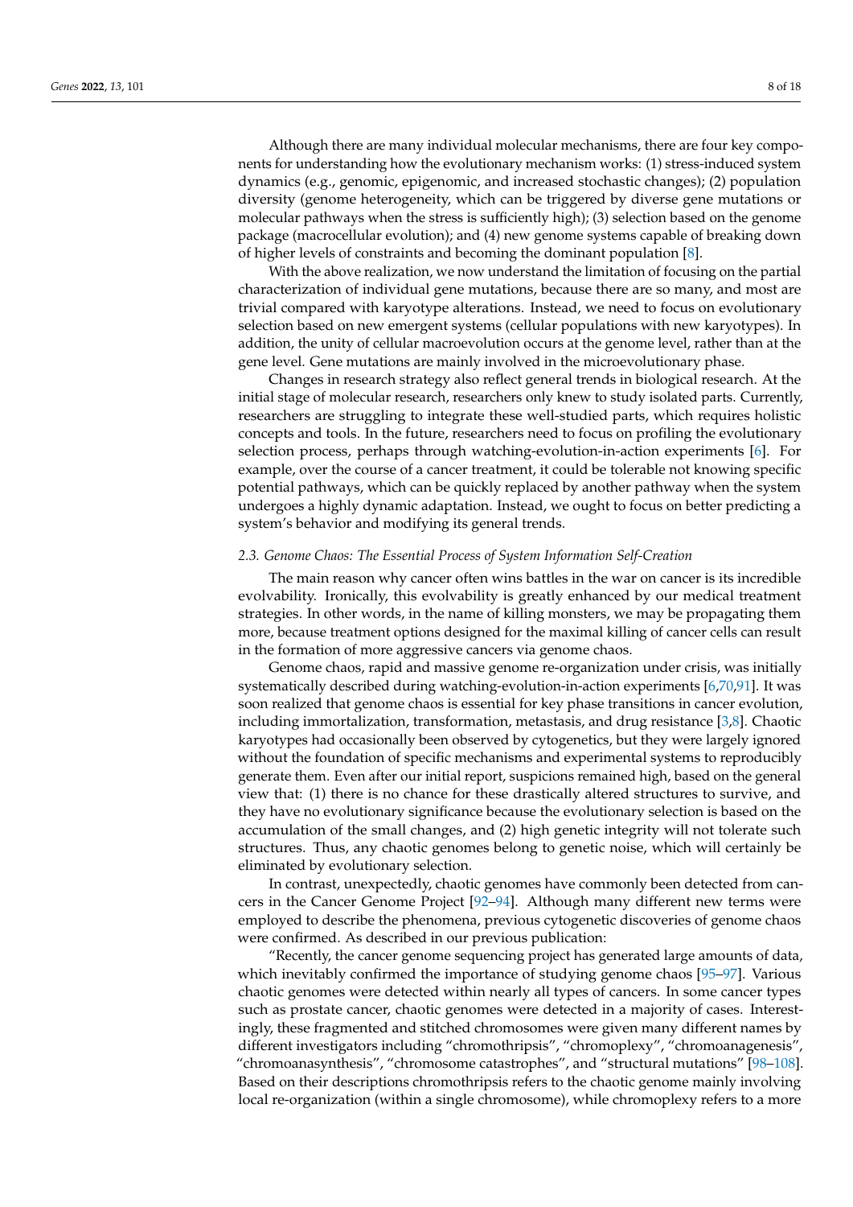Although there are many individual molecular mechanisms, there are four key components for understanding how the evolutionary mechanism works: (1) stress-induced system dynamics (e.g., genomic, epigenomic, and increased stochastic changes); (2) population diversity (genome heterogeneity, which can be triggered by diverse gene mutations or molecular pathways when the stress is sufficiently high); (3) selection based on the genome package (macrocellular evolution); and (4) new genome systems capable of breaking down of higher levels of constraints and becoming the dominant population [8].

With the above realization, we now understand the limitation of focusing on the partial characterization of individual gene mutations, because there are so many, and most are trivial compared with karyotype alterations. Instead, we need to focus on evolutionary selection based on new emergent systems (cellular populations with new karyotypes). In addition, the unity of cellular macroevolution occurs at the genome level, rather than at the gene level. Gene mutations are mainly involved in the microevolutionary phase.

Changes in research strategy also reflect general trends in biological research. At the initial stage of molecular research, researchers only knew to study isolated parts. Currently, researchers are struggling to integrate these well-studied parts, which requires holistic concepts and tools. In the future, researchers need to focus on profiling the evolutionary selection process, perhaps through watching-evolution-in-action experiments [6]. For example, over the course of a cancer treatment, it could be tolerable not knowing specific potential pathways, which can be quickly replaced by another pathway when the system undergoes a highly dynamic adaptation. Instead, we ought to focus on better predicting a system's behavior and modifying its general trends.

### *2.3. Genome Chaos: The Essential Process of System Information Self-Creation*

The main reason why cancer often wins battles in the war on cancer is its incredible evolvability. Ironically, this evolvability is greatly enhanced by our medical treatment strategies. In other words, in the name of killing monsters, we may be propagating them more, because treatment options designed for the maximal killing of cancer cells can result in the formation of more aggressive cancers via genome chaos.

Genome chaos, rapid and massive genome re-organization under crisis, was initially systematically described during watching-evolution-in-action experiments [6,70,91]. It was soon realized that genome chaos is essential for key phase transitions in cancer evolution, including immortalization, transformation, metastasis, and drug resistance [3,8]. Chaotic karyotypes had occasionally been observed by cytogenetics, but they were largely ignored without the foundation of specific mechanisms and experimental systems to reproducibly generate them. Even after our initial report, suspicions remained high, based on the general view that: (1) there is no chance for these drastically altered structures to survive, and they have no evolutionary significance because the evolutionary selection is based on the accumulation of the small changes, and (2) high genetic integrity will not tolerate such structures. Thus, any chaotic genomes belong to genetic noise, which will certainly be eliminated by evolutionary selection.

In contrast, unexpectedly, chaotic genomes have commonly been detected from cancers in the Cancer Genome Project [92–94]. Although many different new terms were employed to describe the phenomena, previous cytogenetic discoveries of genome chaos were confirmed. As described in our previous publication:

"Recently, the cancer genome sequencing project has generated large amounts of data, which inevitably confirmed the importance of studying genome chaos [95–97]. Various chaotic genomes were detected within nearly all types of cancers. In some cancer types such as prostate cancer, chaotic genomes were detected in a majority of cases. Interestingly, these fragmented and stitched chromosomes were given many different names by different investigators including "chromothripsis", "chromoplexy", "chromoanagenesis", "chromoanasynthesis", "chromosome catastrophes", and "structural mutations" [98–108]. Based on their descriptions chromothripsis refers to the chaotic genome mainly involving local re-organization (within a single chromosome), while chromoplexy refers to a more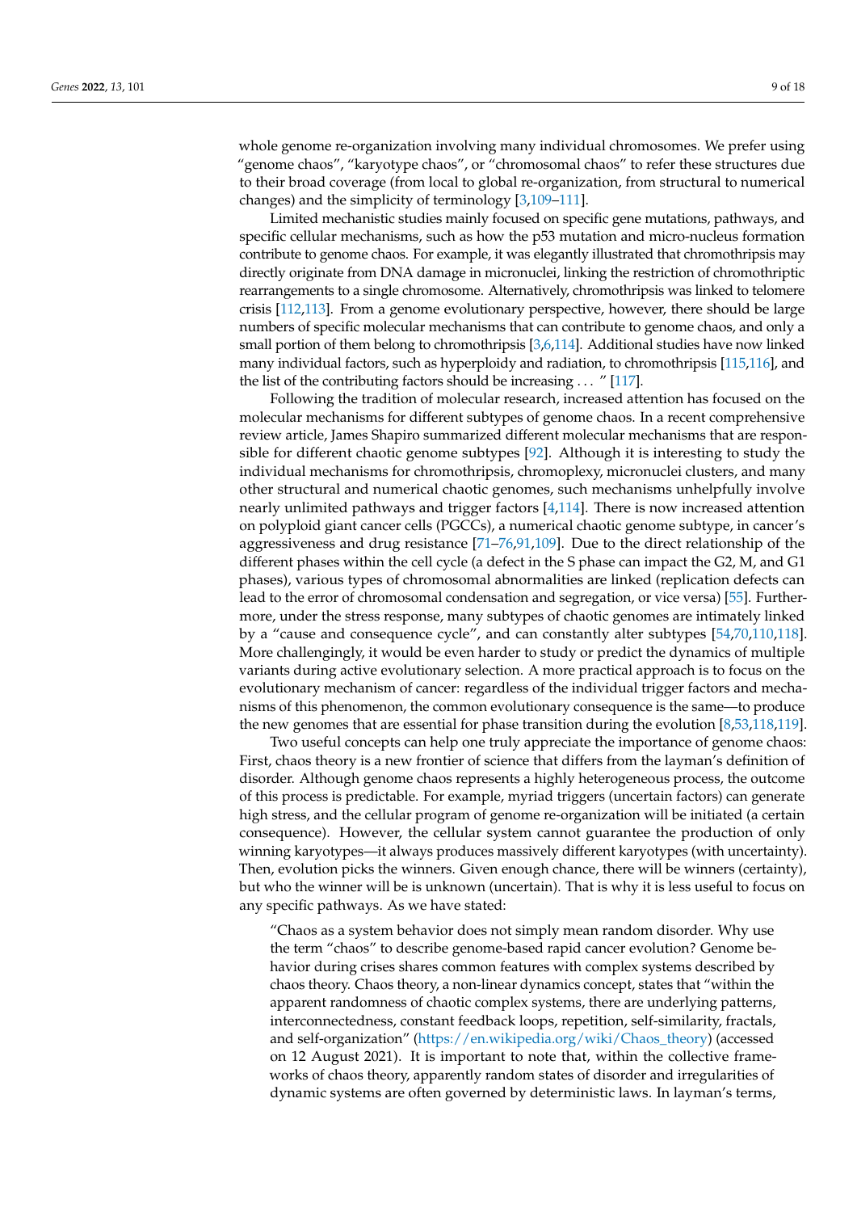whole genome re-organization involving many individual chromosomes. We prefer using "genome chaos", "karyotype chaos", or "chromosomal chaos" to refer these structures due to their broad coverage (from local to global re-organization, from structural to numerical changes) and the simplicity of terminology [3,109–111].

Limited mechanistic studies mainly focused on specific gene mutations, pathways, and specific cellular mechanisms, such as how the p53 mutation and micro-nucleus formation contribute to genome chaos. For example, it was elegantly illustrated that chromothripsis may directly originate from DNA damage in micronuclei, linking the restriction of chromothriptic rearrangements to a single chromosome. Alternatively, chromothripsis was linked to telomere crisis [112,113]. From a genome evolutionary perspective, however, there should be large numbers of specific molecular mechanisms that can contribute to genome chaos, and only a small portion of them belong to chromothripsis [3,6,114]. Additional studies have now linked many individual factors, such as hyperploidy and radiation, to chromothripsis [115,116], and the list of the contributing factors should be increasing . . . " [117].

Following the tradition of molecular research, increased attention has focused on the molecular mechanisms for different subtypes of genome chaos. In a recent comprehensive review article, James Shapiro summarized different molecular mechanisms that are responsible for different chaotic genome subtypes [92]. Although it is interesting to study the individual mechanisms for chromothripsis, chromoplexy, micronuclei clusters, and many other structural and numerical chaotic genomes, such mechanisms unhelpfully involve nearly unlimited pathways and trigger factors [4,114]. There is now increased attention on polyploid giant cancer cells (PGCCs), a numerical chaotic genome subtype, in cancer's aggressiveness and drug resistance [71–76,91,109]. Due to the direct relationship of the different phases within the cell cycle (a defect in the S phase can impact the G2, M, and G1 phases), various types of chromosomal abnormalities are linked (replication defects can lead to the error of chromosomal condensation and segregation, or vice versa) [55]. Furthermore, under the stress response, many subtypes of chaotic genomes are intimately linked by a "cause and consequence cycle", and can constantly alter subtypes [54,70,110,118]. More challengingly, it would be even harder to study or predict the dynamics of multiple variants during active evolutionary selection. A more practical approach is to focus on the evolutionary mechanism of cancer: regardless of the individual trigger factors and mechanisms of this phenomenon, the common evolutionary consequence is the same—to produce the new genomes that are essential for phase transition during the evolution [8,53,118,119].

Two useful concepts can help one truly appreciate the importance of genome chaos: First, chaos theory is a new frontier of science that differs from the layman's definition of disorder. Although genome chaos represents a highly heterogeneous process, the outcome of this process is predictable. For example, myriad triggers (uncertain factors) can generate high stress, and the cellular program of genome re-organization will be initiated (a certain consequence). However, the cellular system cannot guarantee the production of only winning karyotypes—it always produces massively different karyotypes (with uncertainty). Then, evolution picks the winners. Given enough chance, there will be winners (certainty), but who the winner will be is unknown (uncertain). That is why it is less useful to focus on any specific pathways. As we have stated:

> "Chaos as a system behavior does not simply mean random disorder. Why use the term "chaos" to describe genome-based rapid cancer evolution? Genome behavior during crises shares common features with complex systems described by chaos theory. Chaos theory, a non-linear dynamics concept, states that "within the apparent randomness of chaotic complex systems, there are underlying patterns, interconnectedness, constant feedback loops, repetition, self-similarity, fractals, and self-organization" (https://en.wikipedia.org/wiki/Chaos_theory) (accessed on 12 August 2021). It is important to note that, within the collective frameworks of chaos theory, apparently random states of disorder and irregularities of dynamic systems are often governed by deterministic laws. In layman's terms,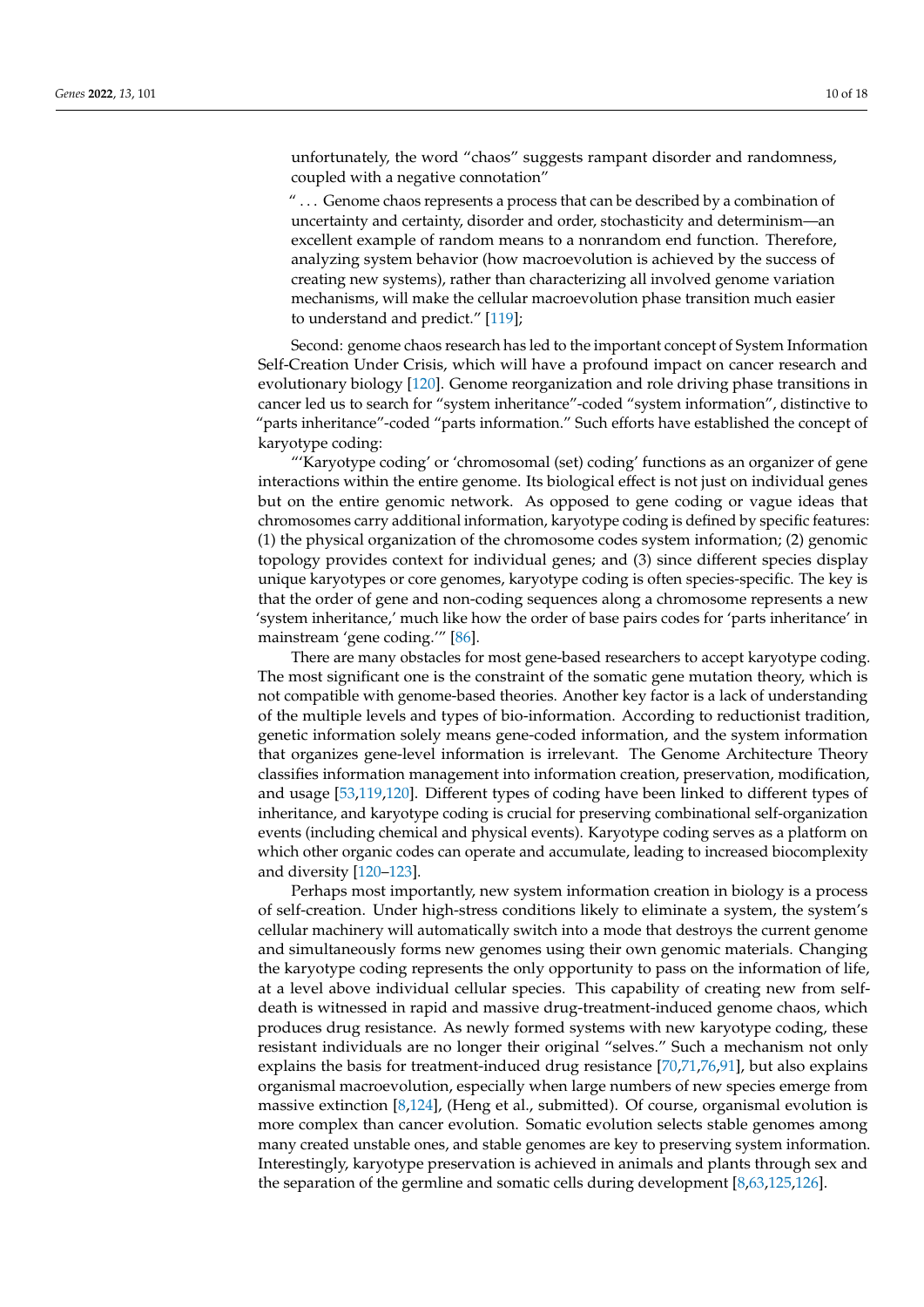unfortunately, the word "chaos" suggests rampant disorder and randomness, coupled with a negative connotation"

" . . . Genome chaos represents a process that can be described by a combination of uncertainty and certainty, disorder and order, stochasticity and determinism—an excellent example of random means to a nonrandom end function. Therefore, analyzing system behavior (how macroevolution is achieved by the success of creating new systems), rather than characterizing all involved genome variation mechanisms, will make the cellular macroevolution phase transition much easier to understand and predict." [119];

Second: genome chaos research has led to the important concept of System Information Self-Creation Under Crisis, which will have a profound impact on cancer research and evolutionary biology [120]. Genome reorganization and role driving phase transitions in cancer led us to search for "system inheritance"-coded "system information", distinctive to "parts inheritance"-coded "parts information." Such efforts have established the concept of karyotype coding:

"'Karyotype coding' or 'chromosomal (set) coding' functions as an organizer of gene interactions within the entire genome. Its biological effect is not just on individual genes but on the entire genomic network. As opposed to gene coding or vague ideas that chromosomes carry additional information, karyotype coding is defined by specific features: (1) the physical organization of the chromosome codes system information; (2) genomic topology provides context for individual genes; and (3) since different species display unique karyotypes or core genomes, karyotype coding is often species-specific. The key is that the order of gene and non-coding sequences along a chromosome represents a new 'system inheritance,' much like how the order of base pairs codes for 'parts inheritance' in mainstream 'gene coding.'" [86].

There are many obstacles for most gene-based researchers to accept karyotype coding. The most significant one is the constraint of the somatic gene mutation theory, which is not compatible with genome-based theories. Another key factor is a lack of understanding of the multiple levels and types of bio-information. According to reductionist tradition, genetic information solely means gene-coded information, and the system information that organizes gene-level information is irrelevant. The Genome Architecture Theory classifies information management into information creation, preservation, modification, and usage [53,119,120]. Different types of coding have been linked to different types of inheritance, and karyotype coding is crucial for preserving combinational self-organization events (including chemical and physical events). Karyotype coding serves as a platform on which other organic codes can operate and accumulate, leading to increased biocomplexity and diversity [120–123].

Perhaps most importantly, new system information creation in biology is a process of self-creation. Under high-stress conditions likely to eliminate a system, the system's cellular machinery will automatically switch into a mode that destroys the current genome and simultaneously forms new genomes using their own genomic materials. Changing the karyotype coding represents the only opportunity to pass on the information of life, at a level above individual cellular species. This capability of creating new from self-death is witnessed in rapid and massive drug-treatment-induced genome chaos, which produces drug resistance. As newly formed systems with new karyotype coding, these resistant individuals are no longer their original "selves." Such a mechanism not only explains the basis for treatment-induced drug resistance [70,71,76,91], but also explains organismal macroevolution, especially when large numbers of new species emerge from massive extinction [8,124], (Heng et al., submitted). Of course, organismal evolution is more complex than cancer evolution. Somatic evolution selects stable genomes among many created unstable ones, and stable genomes are key to preserving system information. Interestingly, karyotype preservation is achieved in animals and plants through sex and the separation of the germline and somatic cells during development [8,63,125,126].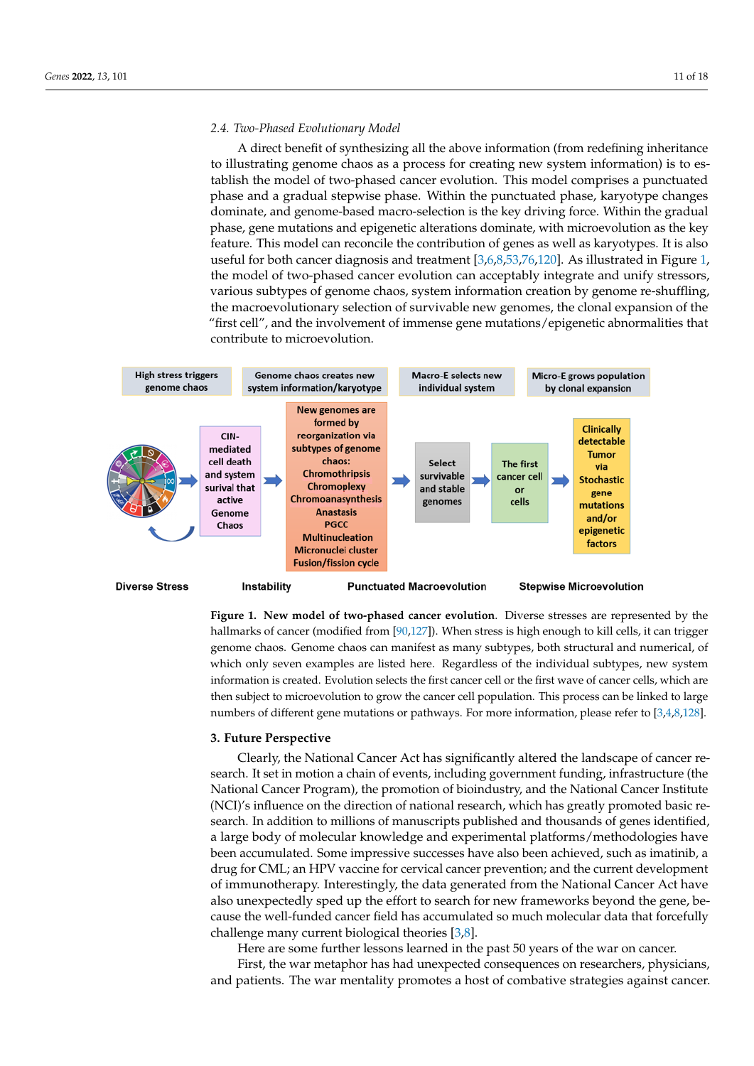### 2.4. Two-Phased Evolutionary Model

A direct benefit of synthesizing all the above information (from redefining inheritance to illustrating genome chaos as a process for creating new system information) is to establish the model of two-phased cancer evolution. This model comprises a punctuated phase and a gradual stepwise phase. Within the punctuated phase, karyotype changes dominate, and genome-based macro-selection is the key driving force. Within the gradual phase, gene mutations and epigenetic alterations dominate, with microevolution as the key feature. This model can reconcile the contribution of genes as well as karyotypes. It is also useful for both cancer diagnosis and treatment [3,6,8,53,76,120]. As illustrated in Figure 1, the model of two-phased cancer evolution can acceptably integrate and unify stressors, various subtypes of genome chaos, system information creation by genome re-shuffling, the macroevolutionary selection of survivable new genomes, the clonal expansion of the "first cell", and the involvement of immense gene mutations/epigenetic abnormalities that contribute to microevolution.

High stress triggers genome chaos | Genome chaos creates new system information/karyotype | Macro-E selects new individual system | Micro-E grows population by clonal expansion

CIN-mediated cell death and system surival that active Genome Chaos → New genomes are formed by reorganization via subtypes of genome chaos: Chromothripsis, Chromoplexy, Chromoanasynthesis, Anastasis, PGCC, Multinucleation, Micronuclei cluster, Fusion/fission cycle → Select survivable and stable genomes → The first cancer cell or cells → Clinically detectable Tumor via Stochastic gene mutations and/or epigenetic factors

Diverse Stress | Instability | Punctuated Macroevolution | Stepwise Microevolution

**Figure 1. New model of two-phased cancer evolution.** Diverse stresses are represented by the hallmarks of cancer (modified from [90,127]). When stress is high enough to kill cells, it can trigger genome chaos. Genome chaos can manifest as many subtypes, both structural and numerical, of which only seven examples are listed here. Regardless of the individual subtypes, new system information is created. Evolution selects the first cancer cell or the first wave of cancer cells, which are then subject to microevolution to grow the cancer cell population. This process can be linked to large numbers of different gene mutations or pathways. For more information, please refer to [3,4,8,128].

## 3. Future Perspective

Clearly, the National Cancer Act has significantly altered the landscape of cancer research. It set in motion a chain of events, including government funding, infrastructure (the National Cancer Program), the promotion of bioindustry, and the National Cancer Institute (NCI)'s influence on the direction of national research, which has greatly promoted basic research. In addition to millions of manuscripts published and thousands of genes identified, a large body of molecular knowledge and experimental platforms/methodologies have been accumulated. Some impressive successes have also been achieved, such as imatinib, a drug for CML; an HPV vaccine for cervical cancer prevention; and the current development of immunotherapy. Interestingly, the data generated from the National Cancer Act have also unexpectedly sped up the effort to search for new frameworks beyond the gene, because the well-funded cancer field has accumulated so much molecular data that forcefully challenge many current biological theories [3,8].

Here are some further lessons learned in the past 50 years of the war on cancer.

First, the war metaphor has had unexpected consequences on researchers, physicians, and patients. The war mentality promotes a host of combative strategies against cancer.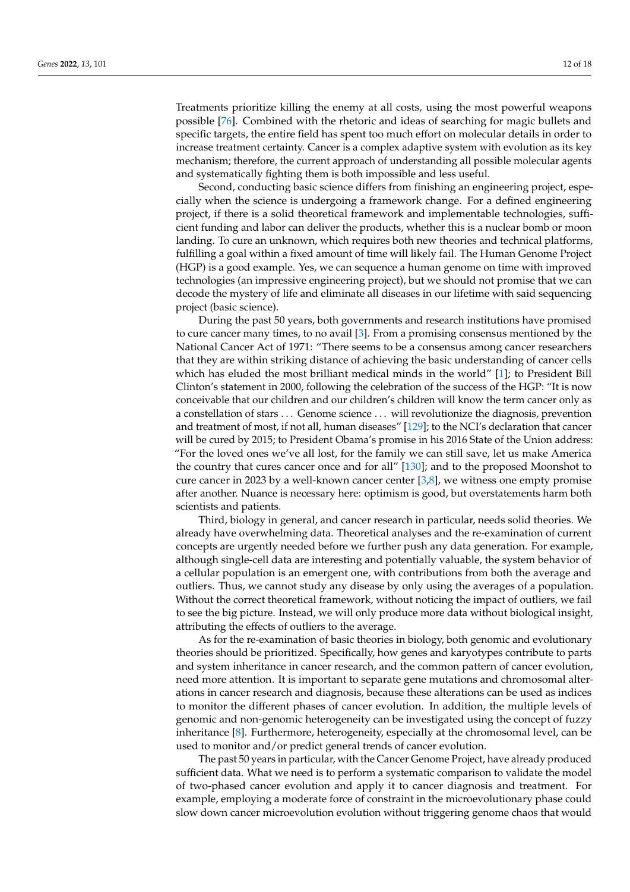Treatments prioritize killing the enemy at all costs, using the most powerful weapons possible [76]. Combined with the rhetoric and ideas of searching for magic bullets and specific targets, the entire field has spent too much effort on molecular details in order to increase treatment certainty. Cancer is a complex adaptive system with evolution as its key mechanism; therefore, the current approach of understanding all possible molecular agents and systematically fighting them is both impossible and less useful.

Second, conducting basic science differs from finishing an engineering project, especially when the science is undergoing a framework change. For a defined engineering project, if there is a solid theoretical framework and implementable technologies, sufficient funding and labor can deliver the products, whether this is a nuclear bomb or moon landing. To cure an unknown, which requires both new theories and technical platforms, fulfilling a goal within a fixed amount of time will likely fail. The Human Genome Project (HGP) is a good example. Yes, we can sequence a human genome on time with improved technologies (an impressive engineering project), but we should not promise that we can decode the mystery of life and eliminate all diseases in our lifetime with said sequencing project (basic science).

During the past 50 years, both governments and research institutions have promised to cure cancer many times, to no avail [3]. From a promising consensus mentioned by the National Cancer Act of 1971: "There seems to be a consensus among cancer researchers that they are within striking distance of achieving the basic understanding of cancer cells which has eluded the most brilliant medical minds in the world" [1]; to President Bill Clinton's statement in 2000, following the celebration of the success of the HGP: "It is now conceivable that our children and our children's children will know the term cancer only as a constellation of stars . . . Genome science . . . will revolutionize the diagnosis, prevention and treatment of most, if not all, human diseases" [129]; to the NCI's declaration that cancer will be cured by 2015; to President Obama's promise in his 2016 State of the Union address: "For the loved ones we've all lost, for the family we can still save, let us make America the country that cures cancer once and for all" [130]; and to the proposed Moonshot to cure cancer in 2023 by a well-known cancer center [3,8], we witness one empty promise after another. Nuance is necessary here: optimism is good, but overstatements harm both scientists and patients.

Third, biology in general, and cancer research in particular, needs solid theories. We already have overwhelming data. Theoretical analyses and the re-examination of current concepts are urgently needed before we further push any data generation. For example, although single-cell data are interesting and potentially valuable, the system behavior of a cellular population is an emergent one, with contributions from both the average and outliers. Thus, we cannot study any disease by only using the averages of a population. Without the correct theoretical framework, without noticing the impact of outliers, we fail to see the big picture. Instead, we will only produce more data without biological insight, attributing the effects of outliers to the average.

As for the re-examination of basic theories in biology, both genomic and evolutionary theories should be prioritized. Specifically, how genes and karyotypes contribute to parts and system inheritance in cancer research, and the common pattern of cancer evolution, need more attention. It is important to separate gene mutations and chromosomal alterations in cancer research and diagnosis, because these alterations can be used as indices to monitor the different phases of cancer evolution. In addition, the multiple levels of genomic and non-genomic heterogeneity can be investigated using the concept of fuzzy inheritance [8]. Furthermore, heterogeneity, especially at the chromosomal level, can be used to monitor and/or predict general trends of cancer evolution.

The past 50 years in particular, with the Cancer Genome Project, have already produced sufficient data. What we need is to perform a systematic comparison to validate the model of two-phased cancer evolution and apply it to cancer diagnosis and treatment. For example, employing a moderate force of constraint in the microevolutionary phase could slow down cancer microevolution evolution without triggering genome chaos that would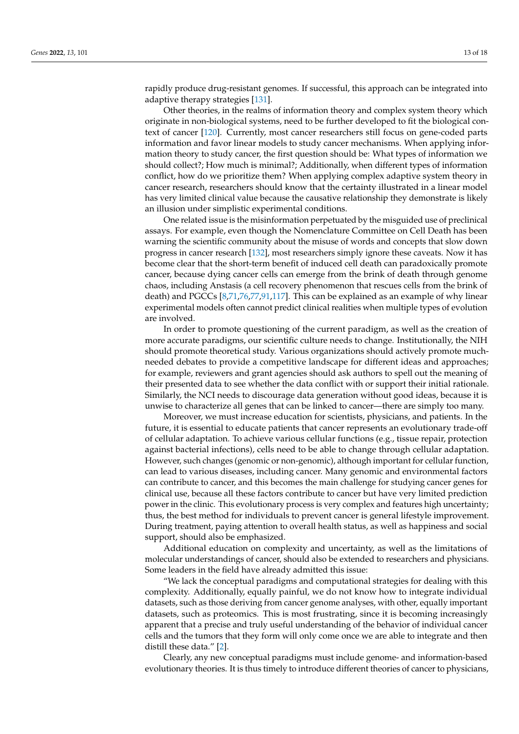rapidly produce drug-resistant genomes. If successful, this approach can be integrated into adaptive therapy strategies [131].

Other theories, in the realms of information theory and complex system theory which originate in non-biological systems, need to be further developed to fit the biological context of cancer [120]. Currently, most cancer researchers still focus on gene-coded parts information and favor linear models to study cancer mechanisms. When applying information theory to study cancer, the first question should be: What types of information we should collect?; How much is minimal?; Additionally, when different types of information conflict, how do we prioritize them? When applying complex adaptive system theory in cancer research, researchers should know that the certainty illustrated in a linear model has very limited clinical value because the causative relationship they demonstrate is likely an illusion under simplistic experimental conditions.

One related issue is the misinformation perpetuated by the misguided use of preclinical assays. For example, even though the Nomenclature Committee on Cell Death has been warning the scientific community about the misuse of words and concepts that slow down progress in cancer research [132], most researchers simply ignore these caveats. Now it has become clear that the short-term benefit of induced cell death can paradoxically promote cancer, because dying cancer cells can emerge from the brink of death through genome chaos, including Anstasis (a cell recovery phenomenon that rescues cells from the brink of death) and PGCCs [8,71,76,77,91,117]. This can be explained as an example of why linear experimental models often cannot predict clinical realities when multiple types of evolution are involved.

In order to promote questioning of the current paradigm, as well as the creation of more accurate paradigms, our scientific culture needs to change. Institutionally, the NIH should promote theoretical study. Various organizations should actively promote much-needed debates to provide a competitive landscape for different ideas and approaches; for example, reviewers and grant agencies should ask authors to spell out the meaning of their presented data to see whether the data conflict with or support their initial rationale. Similarly, the NCI needs to discourage data generation without good ideas, because it is unwise to characterize all genes that can be linked to cancer—there are simply too many.

Moreover, we must increase education for scientists, physicians, and patients. In the future, it is essential to educate patients that cancer represents an evolutionary trade-off of cellular adaptation. To achieve various cellular functions (e.g., tissue repair, protection against bacterial infections), cells need to be able to change through cellular adaptation. However, such changes (genomic or non-genomic), although important for cellular function, can lead to various diseases, including cancer. Many genomic and environmental factors can contribute to cancer, and this becomes the main challenge for studying cancer genes for clinical use, because all these factors contribute to cancer but have very limited prediction power in the clinic. This evolutionary process is very complex and features high uncertainty; thus, the best method for individuals to prevent cancer is general lifestyle improvement. During treatment, paying attention to overall health status, as well as happiness and social support, should also be emphasized.

Additional education on complexity and uncertainty, as well as the limitations of molecular understandings of cancer, should also be extended to researchers and physicians. Some leaders in the field have already admitted this issue:

"We lack the conceptual paradigms and computational strategies for dealing with this complexity. Additionally, equally painful, we do not know how to integrate individual datasets, such as those deriving from cancer genome analyses, with other, equally important datasets, such as proteomics. This is most frustrating, since it is becoming increasingly apparent that a precise and truly useful understanding of the behavior of individual cancer cells and the tumors that they form will only come once we are able to integrate and then distill these data." [2].

Clearly, any new conceptual paradigms must include genome- and information-based evolutionary theories. It is thus timely to introduce different theories of cancer to physicians,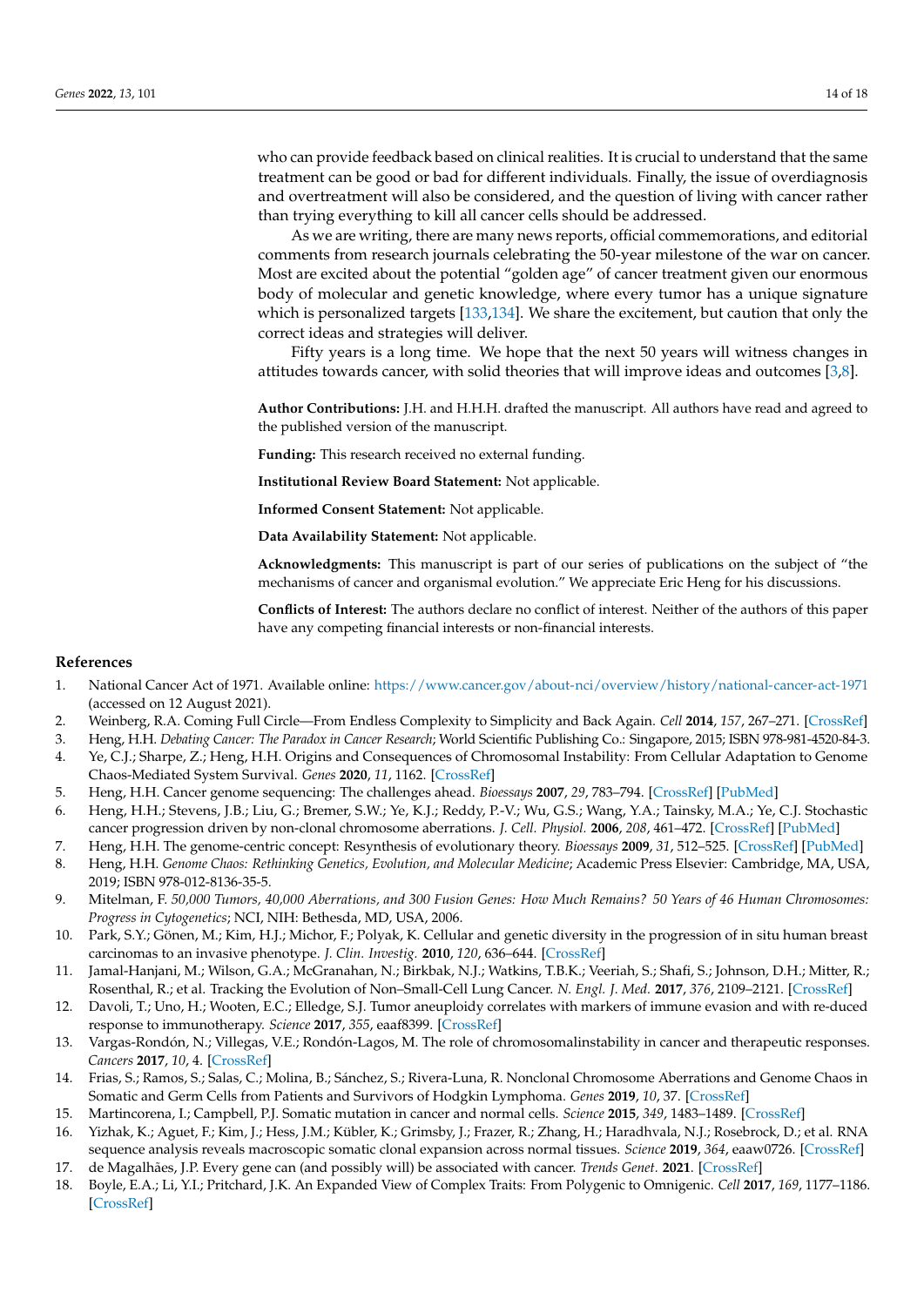who can provide feedback based on clinical realities. It is crucial to understand that the same treatment can be good or bad for different individuals. Finally, the issue of overdiagnosis and overtreatment will also be considered, and the question of living with cancer rather than trying everything to kill all cancer cells should be addressed.

As we are writing, there are many news reports, official commemorations, and editorial comments from research journals celebrating the 50-year milestone of the war on cancer. Most are excited about the potential "golden age" of cancer treatment given our enormous body of molecular and genetic knowledge, where every tumor has a unique signature which is personalized targets [133,134]. We share the excitement, but caution that only the correct ideas and strategies will deliver.

Fifty years is a long time. We hope that the next 50 years will witness changes in attitudes towards cancer, with solid theories that will improve ideas and outcomes [3,8].

**Author Contributions:** J.H. and H.H.H. drafted the manuscript. All authors have read and agreed to the published version of the manuscript.

**Funding:** This research received no external funding.

**Institutional Review Board Statement:** Not applicable.

**Informed Consent Statement:** Not applicable.

**Data Availability Statement:** Not applicable.

**Acknowledgments:** This manuscript is part of our series of publications on the subject of "the mechanisms of cancer and organismal evolution." We appreciate Eric Heng for his discussions.

**Conflicts of Interest:** The authors declare no conflict of interest. Neither of the authors of this paper have any competing financial interests or non-financial interests.

## References

1. National Cancer Act of 1971. Available online: https://www.cancer.gov/about-nci/overview/history/national-cancer-act-1971 (accessed on 12 August 2021).
2. Weinberg, R.A. Coming Full Circle—From Endless Complexity to Simplicity and Back Again. *Cell* **2014**, *157*, 267–271. [CrossRef]
3. Heng, H.H. *Debating Cancer: The Paradox in Cancer Research*; World Scientific Publishing Co.: Singapore, 2015; ISBN 978-981-4520-84-3.
4. Ye, C.J.; Sharpe, Z.; Heng, H.H. Origins and Consequences of Chromosomal Instability: From Cellular Adaptation to Genome Chaos-Mediated System Survival. *Genes* **2020**, *11*, 1162. [CrossRef]
5. Heng, H.H. Cancer genome sequencing: The challenges ahead. *Bioessays* **2007**, *29*, 783–794. [CrossRef] [PubMed]
6. Heng, H.H.; Stevens, J.B.; Liu, G.; Bremer, S.W.; Ye, K.J.; Reddy, P.-V.; Wu, G.S.; Wang, Y.A.; Tainsky, M.A.; Ye, C.J. Stochastic cancer progression driven by non-clonal chromosome aberrations. *J. Cell. Physiol.* **2006**, *208*, 461–472. [CrossRef] [PubMed]
7. Heng, H.H. The genome-centric concept: Resynthesis of evolutionary theory. *Bioessays* **2009**, *31*, 512–525. [CrossRef] [PubMed]
8. Heng, H.H. *Genome Chaos: Rethinking Genetics, Evolution, and Molecular Medicine*; Academic Press Elsevier: Cambridge, MA, USA, 2019; ISBN 978-012-8136-35-5.
9. Mitelman, F. *50,000 Tumors, 40,000 Aberrations, and 300 Fusion Genes: How Much Remains? 50 Years of 46 Human Chromosomes: Progress in Cytogenetics*; NCI, NIH: Bethesda, MD, USA, 2006.
10. Park, S.Y.; Gönen, M.; Kim, H.J.; Michor, F.; Polyak, K. Cellular and genetic diversity in the progression of in situ human breast carcinomas to an invasive phenotype. *J. Clin. Investig.* **2010**, *120*, 636–644. [CrossRef]
11. Jamal-Hanjani, M.; Wilson, G.A.; McGranahan, N.; Birkbak, N.J.; Watkins, T.B.K.; Veeriah, S.; Shafi, S.; Johnson, D.H.; Mitter, R.; Rosenthal, R.; et al. Tracking the Evolution of Non–Small-Cell Lung Cancer. *N. Engl. J. Med.* **2017**, *376*, 2109–2121. [CrossRef]
12. Davoli, T.; Uno, H.; Wooten, E.C.; Elledge, S.J. Tumor aneuploidy correlates with markers of immune evasion and with re-duced response to immunotherapy. *Science* **2017**, *355*, eaaf8399. [CrossRef]
13. Vargas-Rondón, N.; Villegas, V.E.; Rondón-Lagos, M. The role of chromosomalinstability in cancer and therapeutic responses. *Cancers* **2017**, *10*, 4. [CrossRef]
14. Frias, S.; Ramos, S.; Salas, C.; Molina, B.; Sánchez, S.; Rivera-Luna, R. Nonclonal Chromosome Aberrations and Genome Chaos in Somatic and Germ Cells from Patients and Survivors of Hodgkin Lymphoma. *Genes* **2019**, *10*, 37. [CrossRef]
15. Martincorena, I.; Campbell, P.J. Somatic mutation in cancer and normal cells. *Science* **2015**, *349*, 1483–1489. [CrossRef]
16. Yizhak, K.; Aguet, F.; Kim, J.; Hess, J.M.; Kübler, K.; Grimsby, J.; Frazer, R.; Zhang, H.; Haradhvala, N.J.; Rosebrock, D.; et al. RNA sequence analysis reveals macroscopic somatic clonal expansion across normal tissues. *Science* **2019**, *364*, eaaw0726. [CrossRef]
17. de Magalhães, J.P. Every gene can (and possibly will) be associated with cancer. *Trends Genet.* **2021**. [CrossRef]
18. Boyle, E.A.; Li, Y.I.; Pritchard, J.K. An Expanded View of Complex Traits: From Polygenic to Omnigenic. *Cell* **2017**, *169*, 1177–1186. [CrossRef]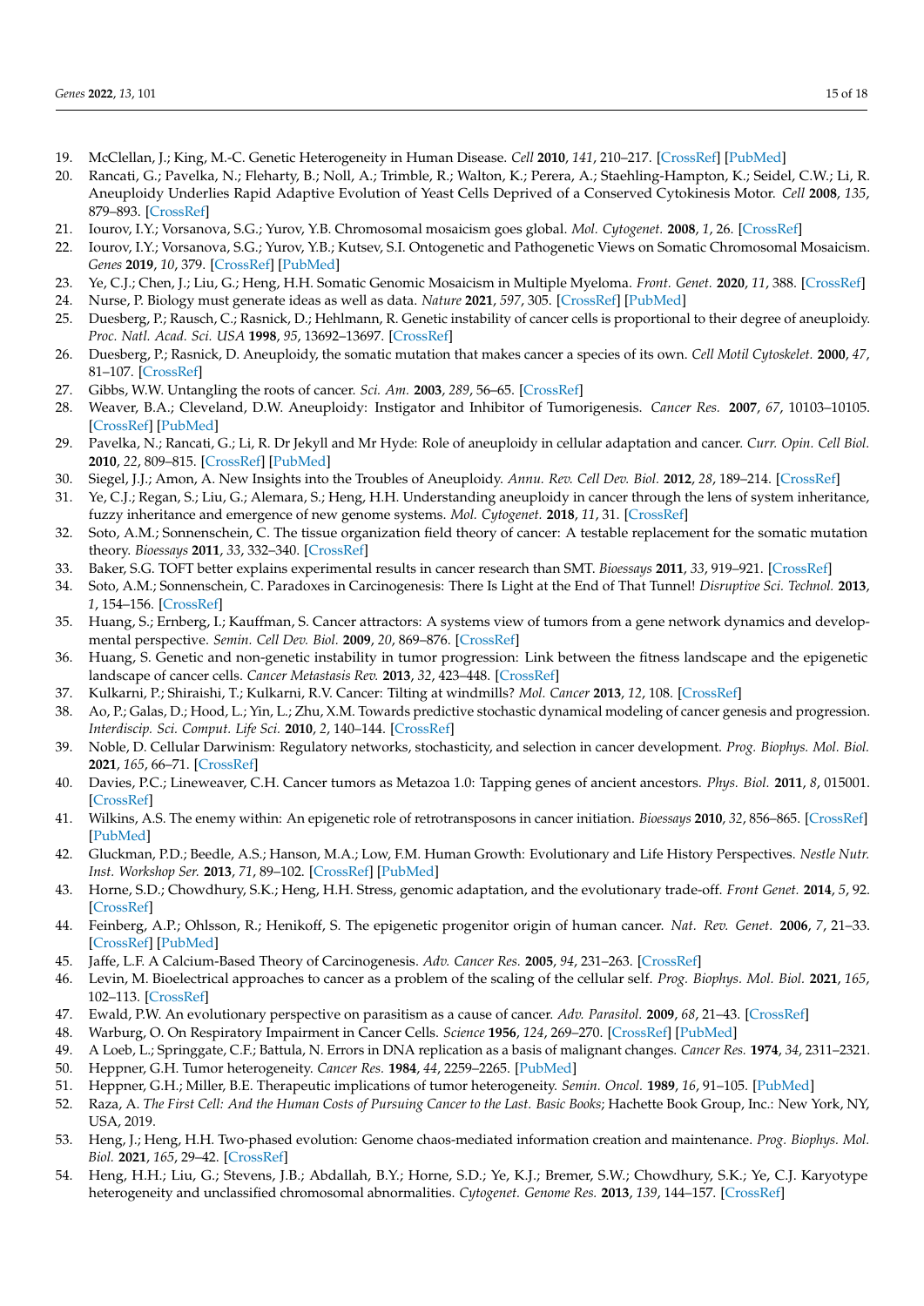19. McClellan, J.; King, M.-C. Genetic Heterogeneity in Human Disease. *Cell* **2010**, *141*, 210–217. [CrossRef] [PubMed]
20. Rancati, G.; Pavelka, N.; Fleharty, B.; Noll, A.; Trimble, R.; Walton, K.; Perera, A.; Staehling-Hampton, K.; Seidel, C.W.; Li, R. Aneuploidy Underlies Rapid Adaptive Evolution of Yeast Cells Deprived of a Conserved Cytokinesis Motor. *Cell* **2008**, *135*, 879–893. [CrossRef]
21. Iourov, I.Y.; Vorsanova, S.G.; Yurov, Y.B. Chromosomal mosaicism goes global. *Mol. Cytogenet.* **2008**, *1*, 26. [CrossRef]
22. Iourov, I.Y.; Vorsanova, S.G.; Yurov, Y.B.; Kutsev, S.I. Ontogenetic and Pathogenetic Views on Somatic Chromosomal Mosaicism. *Genes* **2019**, *10*, 379. [CrossRef] [PubMed]
23. Ye, C.J.; Chen, J.; Liu, G.; Heng, H.H. Somatic Genomic Mosaicism in Multiple Myeloma. *Front. Genet.* **2020**, *11*, 388. [CrossRef]
24. Nurse, P. Biology must generate ideas as well as data. *Nature* **2021**, *597*, 305. [CrossRef] [PubMed]
25. Duesberg, P.; Rausch, C.; Rasnick, D.; Hehlmann, R. Genetic instability of cancer cells is proportional to their degree of aneuploidy. *Proc. Natl. Acad. Sci. USA* **1998**, *95*, 13692–13697. [CrossRef]
26. Duesberg, P.; Rasnick, D. Aneuploidy, the somatic mutation that makes cancer a species of its own. *Cell Motil Cytoskelet.* **2000**, *47*, 81–107. [CrossRef]
27. Gibbs, W.W. Untangling the roots of cancer. *Sci. Am.* **2003**, *289*, 56–65. [CrossRef]
28. Weaver, B.A.; Cleveland, D.W. Aneuploidy: Instigator and Inhibitor of Tumorigenesis. *Cancer Res.* **2007**, *67*, 10103–10105. [CrossRef] [PubMed]
29. Pavelka, N.; Rancati, G.; Li, R. Dr Jekyll and Mr Hyde: Role of aneuploidy in cellular adaptation and cancer. *Curr. Opin. Cell Biol.* **2010**, *22*, 809–815. [CrossRef] [PubMed]
30. Siegel, J.J.; Amon, A. New Insights into the Troubles of Aneuploidy. *Annu. Rev. Cell Dev. Biol.* **2012**, *28*, 189–214. [CrossRef]
31. Ye, C.J.; Regan, S.; Liu, G.; Alemara, S.; Heng, H.H. Understanding aneuploidy in cancer through the lens of system inheritance, fuzzy inheritance and emergence of new genome systems. *Mol. Cytogenet.* **2018**, *11*, 31. [CrossRef]
32. Soto, A.M.; Sonnenschein, C. The tissue organization field theory of cancer: A testable replacement for the somatic mutation theory. *Bioessays* **2011**, *33*, 332–340. [CrossRef]
33. Baker, S.G. TOFT better explains experimental results in cancer research than SMT. *Bioessays* **2011**, *33*, 919–921. [CrossRef]
34. Soto, A.M.; Sonnenschein, C. Paradoxes in Carcinogenesis: There Is Light at the End of That Tunnel! *Disruptive Sci. Technol.* **2013**, *1*, 154–156. [CrossRef]
35. Huang, S.; Ernberg, I.; Kauffman, S. Cancer attractors: A systems view of tumors from a gene network dynamics and developmental perspective. *Semin. Cell Dev. Biol.* **2009**, *20*, 869–876. [CrossRef]
36. Huang, S. Genetic and non-genetic instability in tumor progression: Link between the fitness landscape and the epigenetic landscape of cancer cells. *Cancer Metastasis Rev.* **2013**, *32*, 423–448. [CrossRef]
37. Kulkarni, P.; Shiraishi, T.; Kulkarni, R.V. Cancer: Tilting at windmills? *Mol. Cancer* **2013**, *12*, 108. [CrossRef]
38. Ao, P.; Galas, D.; Hood, L.; Yin, L.; Zhu, X.M. Towards predictive stochastic dynamical modeling of cancer genesis and progression. *Interdiscip. Sci. Comput. Life Sci.* **2010**, *2*, 140–144. [CrossRef]
39. Noble, D. Cellular Darwinism: Regulatory networks, stochasticity, and selection in cancer development. *Prog. Biophys. Mol. Biol.* **2021**, *165*, 66–71. [CrossRef]
40. Davies, P.C.; Lineweaver, C.H. Cancer tumors as Metazoa 1.0: Tapping genes of ancient ancestors. *Phys. Biol.* **2011**, *8*, 015001. [CrossRef]
41. Wilkins, A.S. The enemy within: An epigenetic role of retrotransposons in cancer initiation. *Bioessays* **2010**, *32*, 856–865. [CrossRef] [PubMed]
42. Gluckman, P.D.; Beedle, A.S.; Hanson, M.A.; Low, F.M. Human Growth: Evolutionary and Life History Perspectives. *Nestle Nutr. Inst. Workshop Ser.* **2013**, *71*, 89–102. [CrossRef] [PubMed]
43. Horne, S.D.; Chowdhury, S.K.; Heng, H.H. Stress, genomic adaptation, and the evolutionary trade-off. *Front Genet.* **2014**, *5*, 92. [CrossRef]
44. Feinberg, A.P.; Ohlsson, R.; Henikoff, S. The epigenetic progenitor origin of human cancer. *Nat. Rev. Genet.* **2006**, *7*, 21–33. [CrossRef] [PubMed]
45. Jaffe, L.F. A Calcium-Based Theory of Carcinogenesis. *Adv. Cancer Res.* **2005**, *94*, 231–263. [CrossRef]
46. Levin, M. Bioelectrical approaches to cancer as a problem of the scaling of the cellular self. *Prog. Biophys. Mol. Biol.* **2021**, *165*, 102–113. [CrossRef]
47. Ewald, P.W. An evolutionary perspective on parasitism as a cause of cancer. *Adv. Parasitol.* **2009**, *68*, 21–43. [CrossRef]
48. Warburg, O. On Respiratory Impairment in Cancer Cells. *Science* **1956**, *124*, 269–270. [CrossRef] [PubMed]
49. A Loeb, L.; Springgate, C.F.; Battula, N. Errors in DNA replication as a basis of malignant changes. *Cancer Res.* **1974**, *34*, 2311–2321.
50. Heppner, G.H. Tumor heterogeneity. *Cancer Res.* **1984**, *44*, 2259–2265. [PubMed]
51. Heppner, G.H.; Miller, B.E. Therapeutic implications of tumor heterogeneity. *Semin. Oncol.* **1989**, *16*, 91–105. [PubMed]
52. Raza, A. *The First Cell: And the Human Costs of Pursuing Cancer to the Last. Basic Books*; Hachette Book Group, Inc.: New York, NY, USA, 2019.
53. Heng, J.; Heng, H.H. Two-phased evolution: Genome chaos-mediated information creation and maintenance. *Prog. Biophys. Mol. Biol.* **2021**, *165*, 29–42. [CrossRef]
54. Heng, H.H.; Liu, G.; Stevens, J.B.; Abdallah, B.Y.; Horne, S.D.; Ye, K.J.; Bremer, S.W.; Chowdhury, S.K.; Ye, C.J. Karyotype heterogeneity and unclassified chromosomal abnormalities. *Cytogenet. Genome Res.* **2013**, *139*, 144–157. [CrossRef]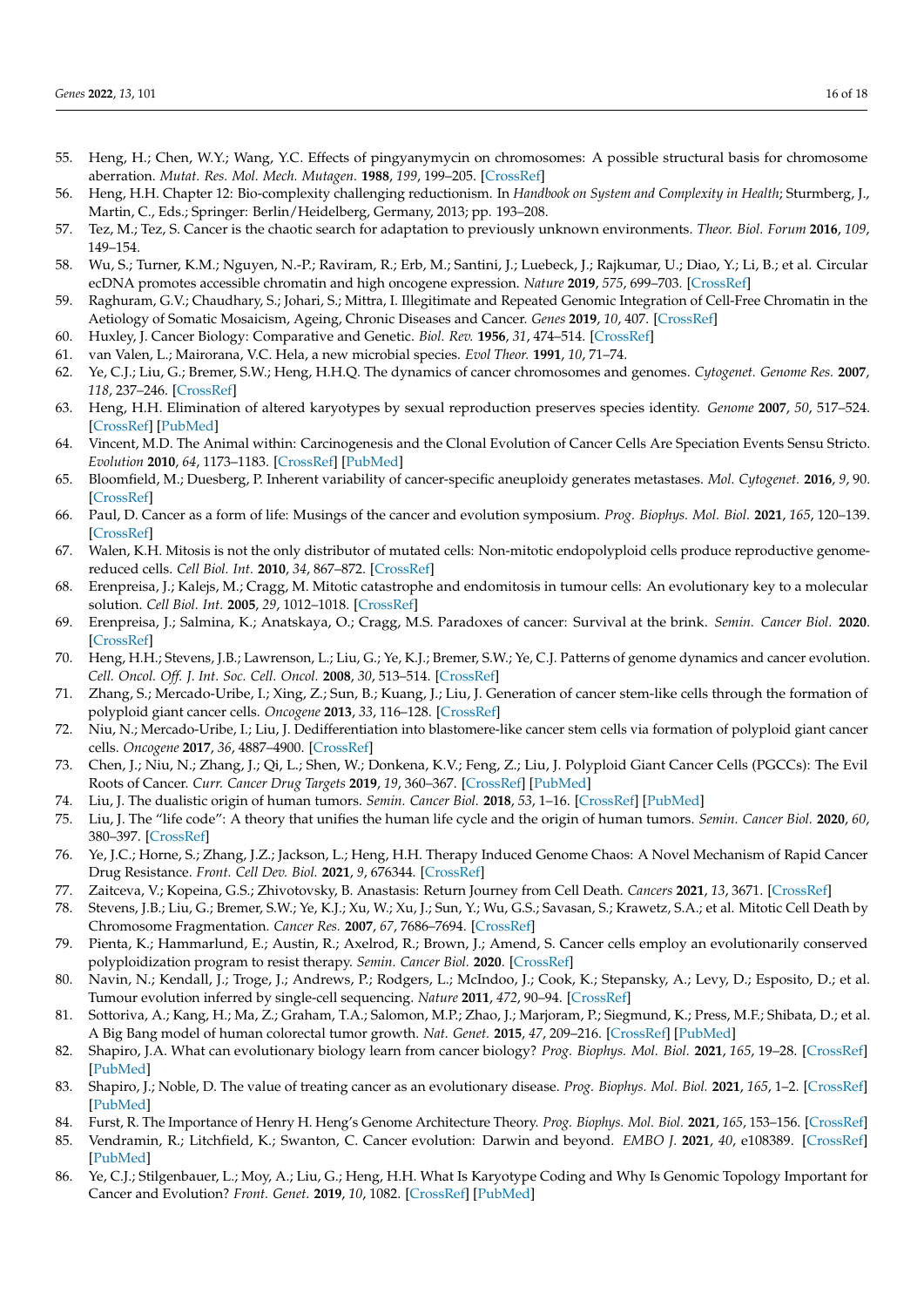55. Heng, H.; Chen, W.Y.; Wang, Y.C. Effects of pingyanymycin on chromosomes: A possible structural basis for chromosome aberration. *Mutat. Res. Mol. Mech. Mutagen.* **1988**, *199*, 199–205. [CrossRef]
56. Heng, H.H. Chapter 12: Bio-complexity challenging reductionism. In *Handbook on System and Complexity in Health*; Sturmberg, J., Martin, C., Eds.; Springer: Berlin/Heidelberg, Germany, 2013; pp. 193–208.
57. Tez, M.; Tez, S. Cancer is the chaotic search for adaptation to previously unknown environments. *Theor. Biol. Forum* **2016**, *109*, 149–154.
58. Wu, S.; Turner, K.M.; Nguyen, N.-P.; Raviram, R.; Erb, M.; Santini, J.; Luebeck, J.; Rajkumar, U.; Diao, Y.; Li, B.; et al. Circular ecDNA promotes accessible chromatin and high oncogene expression. *Nature* **2019**, *575*, 699–703. [CrossRef]
59. Raghuram, G.V.; Chaudhary, S.; Johari, S.; Mittra, I. Illegitimate and Repeated Genomic Integration of Cell-Free Chromatin in the Aetiology of Somatic Mosaicism, Ageing, Chronic Diseases and Cancer. *Genes* **2019**, *10*, 407. [CrossRef]
60. Huxley, J. Cancer Biology: Comparative and Genetic. *Biol. Rev.* **1956**, *31*, 474–514. [CrossRef]
61. van Valen, L.; Mairorana, V.C. Hela, a new microbial species. *Evol Theor.* **1991**, *10*, 71–74.
62. Ye, C.J.; Liu, G.; Bremer, S.W.; Heng, H.H.Q. The dynamics of cancer chromosomes and genomes. *Cytogenet. Genome Res.* **2007**, *118*, 237–246. [CrossRef]
63. Heng, H.H. Elimination of altered karyotypes by sexual reproduction preserves species identity. *Genome* **2007**, *50*, 517–524. [CrossRef] [PubMed]
64. Vincent, M.D. The Animal within: Carcinogenesis and the Clonal Evolution of Cancer Cells Are Speciation Events Sensu Stricto. *Evolution* **2010**, *64*, 1173–1183. [CrossRef] [PubMed]
65. Bloomfield, M.; Duesberg, P. Inherent variability of cancer-specific aneuploidy generates metastases. *Mol. Cytogenet.* **2016**, *9*, 90. [CrossRef]
66. Paul, D. Cancer as a form of life: Musings of the cancer and evolution symposium. *Prog. Biophys. Mol. Biol.* **2021**, *165*, 120–139. [CrossRef]
67. Walen, K.H. Mitosis is not the only distributor of mutated cells: Non-mitotic endopolyploid cells produce reproductive genome-reduced cells. *Cell Biol. Int.* **2010**, *34*, 867–872. [CrossRef]
68. Erenpreisa, J.; Kalejs, M.; Cragg, M. Mitotic catastrophe and endomitosis in tumour cells: An evolutionary key to a molecular solution. *Cell Biol. Int.* **2005**, *29*, 1012–1018. [CrossRef]
69. Erenpreisa, J.; Salmina, K.; Anatskaya, O.; Cragg, M.S. Paradoxes of cancer: Survival at the brink. *Semin. Cancer Biol.* **2020**. [CrossRef]
70. Heng, H.H.; Stevens, J.B.; Lawrenson, L.; Liu, G.; Ye, K.J.; Bremer, S.W.; Ye, C.J. Patterns of genome dynamics and cancer evolution. *Cell. Oncol. Off. J. Int. Soc. Cell. Oncol.* **2008**, *30*, 513–514. [CrossRef]
71. Zhang, S.; Mercado-Uribe, I.; Xing, Z.; Sun, B.; Kuang, J.; Liu, J. Generation of cancer stem-like cells through the formation of polyploid giant cancer cells. *Oncogene* **2013**, *33*, 116–128. [CrossRef]
72. Niu, N.; Mercado-Uribe, I.; Liu, J. Dedifferentiation into blastomere-like cancer stem cells via formation of polyploid giant cancer cells. *Oncogene* **2017**, *36*, 4887–4900. [CrossRef]
73. Chen, J.; Niu, N.; Zhang, J.; Qi, L.; Shen, W.; Donkena, K.V.; Feng, Z.; Liu, J. Polyploid Giant Cancer Cells (PGCCs): The Evil Roots of Cancer. *Curr. Cancer Drug Targets* **2019**, *19*, 360–367. [CrossRef] [PubMed]
74. Liu, J. The dualistic origin of human tumors. *Semin. Cancer Biol.* **2018**, *53*, 1–16. [CrossRef] [PubMed]
75. Liu, J. The "life code": A theory that unifies the human life cycle and the origin of human tumors. *Semin. Cancer Biol.* **2020**, *60*, 380–397. [CrossRef]
76. Ye, J.C.; Horne, S.; Zhang, J.Z.; Jackson, L.; Heng, H.H. Therapy Induced Genome Chaos: A Novel Mechanism of Rapid Cancer Drug Resistance. *Front. Cell Dev. Biol.* **2021**, *9*, 676344. [CrossRef]
77. Zaitceva, V.; Kopeina, G.S.; Zhivotovsky, B. Anastasis: Return Journey from Cell Death. *Cancers* **2021**, *13*, 3671. [CrossRef]
78. Stevens, J.B.; Liu, G.; Bremer, S.W.; Ye, K.J.; Xu, W.; Xu, J.; Sun, Y.; Wu, G.S.; Savasan, S.; Krawetz, S.A.; et al. Mitotic Cell Death by Chromosome Fragmentation. *Cancer Res.* **2007**, *67*, 7686–7694. [CrossRef]
79. Pienta, K.; Hammarlund, E.; Austin, R.; Axelrod, R.; Brown, J.; Amend, S. Cancer cells employ an evolutionarily conserved polyploidization program to resist therapy. *Semin. Cancer Biol.* **2020**. [CrossRef]
80. Navin, N.; Kendall, J.; Troge, J.; Andrews, P.; Rodgers, L.; McIndoo, J.; Cook, K.; Stepansky, A.; Levy, D.; Esposito, D.; et al. Tumour evolution inferred by single-cell sequencing. *Nature* **2011**, *472*, 90–94. [CrossRef]
81. Sottoriva, A.; Kang, H.; Ma, Z.; Graham, T.A.; Salomon, M.P.; Zhao, J.; Marjoram, P.; Siegmund, K.; Press, M.F.; Shibata, D.; et al. A Big Bang model of human colorectal tumor growth. *Nat. Genet.* **2015**, *47*, 209–216. [CrossRef] [PubMed]
82. Shapiro, J.A. What can evolutionary biology learn from cancer biology? *Prog. Biophys. Mol. Biol.* **2021**, *165*, 19–28. [CrossRef] [PubMed]
83. Shapiro, J.; Noble, D. The value of treating cancer as an evolutionary disease. *Prog. Biophys. Mol. Biol.* **2021**, *165*, 1–2. [CrossRef] [PubMed]
84. Furst, R. The Importance of Henry H. Heng's Genome Architecture Theory. *Prog. Biophys. Mol. Biol.* **2021**, *165*, 153–156. [CrossRef]
85. Vendramin, R.; Litchfield, K.; Swanton, C. Cancer evolution: Darwin and beyond. *EMBO J.* **2021**, *40*, e108389. [CrossRef] [PubMed]
86. Ye, C.J.; Stilgenbauer, L.; Moy, A.; Liu, G.; Heng, H.H. What Is Karyotype Coding and Why Is Genomic Topology Important for Cancer and Evolution? *Front. Genet.* **2019**, *10*, 1082. [CrossRef] [PubMed]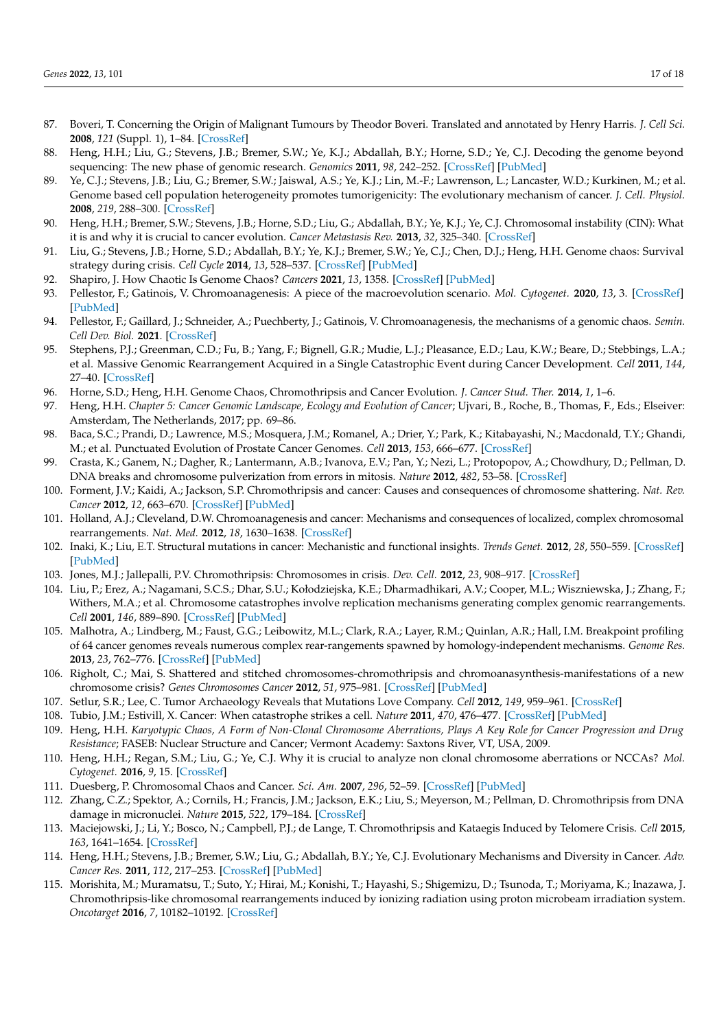87. Boveri, T. Concerning the Origin of Malignant Tumours by Theodor Boveri. Translated and annotated by Henry Harris. *J. Cell Sci.* **2008**, *121* (Suppl. 1), 1–84. [CrossRef]
88. Heng, H.H.; Liu, G.; Stevens, J.B.; Bremer, S.W.; Ye, K.J.; Abdallah, B.Y.; Horne, S.D.; Ye, C.J. Decoding the genome beyond sequencing: The new phase of genomic research. *Genomics* **2011**, *98*, 242–252. [CrossRef] [PubMed]
89. Ye, C.J.; Stevens, J.B.; Liu, G.; Bremer, S.W.; Jaiswal, A.S.; Ye, K.J.; Lin, M.-F.; Lawrenson, L.; Lancaster, W.D.; Kurkinen, M.; et al. Genome based cell population heterogeneity promotes tumorigenicity: The evolutionary mechanism of cancer. *J. Cell. Physiol.* **2008**, *219*, 288–300. [CrossRef]
90. Heng, H.H.; Bremer, S.W.; Stevens, J.B.; Horne, S.D.; Liu, G.; Abdallah, B.Y.; Ye, K.J.; Ye, C.J. Chromosomal instability (CIN): What it is and why it is crucial to cancer evolution. *Cancer Metastasis Rev.* **2013**, *32*, 325–340. [CrossRef]
91. Liu, G.; Stevens, J.B.; Horne, S.D.; Abdallah, B.Y.; Ye, K.J.; Bremer, S.W.; Ye, C.J.; Chen, D.J.; Heng, H.H. Genome chaos: Survival strategy during crisis. *Cell Cycle* **2014**, *13*, 528–537. [CrossRef] [PubMed]
92. Shapiro, J. How Chaotic Is Genome Chaos? *Cancers* **2021**, *13*, 1358. [CrossRef] [PubMed]
93. Pellestor, F.; Gatinois, V. Chromoanagenesis: A piece of the macroevolution scenario. *Mol. Cytogenet.* **2020**, *13*, 3. [CrossRef] [PubMed]
94. Pellestor, F.; Gaillard, J.; Schneider, A.; Puechberty, J.; Gatinois, V. Chromoanagenesis, the mechanisms of a genomic chaos. *Semin. Cell Dev. Biol.* **2021**. [CrossRef]
95. Stephens, P.J.; Greenman, C.D.; Fu, B.; Yang, F.; Bignell, G.R.; Mudie, L.J.; Pleasance, E.D.; Lau, K.W.; Beare, D.; Stebbings, L.A.; et al. Massive Genomic Rearrangement Acquired in a Single Catastrophic Event during Cancer Development. *Cell* **2011**, *144*, 27–40. [CrossRef]
96. Horne, S.D.; Heng, H.H. Genome Chaos, Chromothripsis and Cancer Evolution. *J. Cancer Stud. Ther.* **2014**, *1*, 1–6.
97. Heng, H.H. *Chapter 5: Cancer Genomic Landscape, Ecology and Evolution of Cancer*; Ujvari, B., Roche, B., Thomas, F., Eds.; Elsevier: Amsterdam, The Netherlands, 2017; pp. 69–86.
98. Baca, S.C.; Prandi, D.; Lawrence, M.S.; Mosquera, J.M.; Romanel, A.; Drier, Y.; Park, K.; Kitabayashi, N.; Macdonald, T.Y.; Ghandi, M.; et al. Punctuated Evolution of Prostate Cancer Genomes. *Cell* **2013**, *153*, 666–677. [CrossRef]
99. Crasta, K.; Ganem, N.; Dagher, R.; Lantermann, A.B.; Ivanova, E.V.; Pan, Y.; Nezi, L.; Protopopov, A.; Chowdhury, D.; Pellman, D. DNA breaks and chromosome pulverization from errors in mitosis. *Nature* **2012**, *482*, 53–58. [CrossRef]
100. Forment, J.V.; Kaidi, A.; Jackson, S.P. Chromothripsis and cancer: Causes and consequences of chromosome shattering. *Nat. Rev. Cancer* **2012**, *12*, 663–670. [CrossRef] [PubMed]
101. Holland, A.J.; Cleveland, D.W. Chromoanagenesis and cancer: Mechanisms and consequences of localized, complex chromosomal rearrangements. *Nat. Med.* **2012**, *18*, 1630–1638. [CrossRef]
102. Inaki, K.; Liu, E.T. Structural mutations in cancer: Mechanistic and functional insights. *Trends Genet.* **2012**, *28*, 550–559. [CrossRef] [PubMed]
103. Jones, M.J.; Jallepalli, P.V. Chromothripsis: Chromosomes in crisis. *Dev. Cell.* **2012**, *23*, 908–917. [CrossRef]
104. Liu, P.; Erez, A.; Nagamani, S.C.S.; Dhar, S.U.; Kołodziejska, K.E.; Dharmadhikari, A.V.; Cooper, M.L.; Wiszniewska, J.; Zhang, F.; Withers, M.A.; et al. Chromosome catastrophes involve replication mechanisms generating complex genomic rearrangements. *Cell* **2001**, *146*, 889–890. [CrossRef] [PubMed]
105. Malhotra, A.; Lindberg, M.; Faust, G.G.; Leibowitz, M.L.; Clark, R.A.; Layer, R.M.; Quinlan, A.R.; Hall, I.M. Breakpoint profiling of 64 cancer genomes reveals numerous complex rear-rangements spawned by homology-independent mechanisms. *Genome Res.* **2013**, *23*, 762–776. [CrossRef] [PubMed]
106. Righolt, C.; Mai, S. Shattered and stitched chromosomes-chromothripsis and chromoanasynthesis-manifestations of a new chromosome crisis? *Genes Chromosomes Cancer* **2012**, *51*, 975–981. [CrossRef] [PubMed]
107. Setlur, S.R.; Lee, C. Tumor Archaeology Reveals that Mutations Love Company. *Cell* **2012**, *149*, 959–961. [CrossRef]
108. Tubio, J.M.; Estivill, X. Cancer: When catastrophe strikes a cell. *Nature* **2011**, *470*, 476–477. [CrossRef] [PubMed]
109. Heng, H.H. *Karyotypic Chaos, A Form of Non-Clonal Chromosome Aberrations, Plays A Key Role for Cancer Progression and Drug Resistance*; FASEB: Nuclear Structure and Cancer; Vermont Academy: Saxtons River, VT, USA, 2009.
110. Heng, H.H.; Regan, S.M.; Liu, G.; Ye, C.J. Why it is crucial to analyze non clonal chromosome aberrations or NCCAs? *Mol. Cytogenet.* **2016**, *9*, 15. [CrossRef]
111. Duesberg, P. Chromosomal Chaos and Cancer. *Sci. Am.* **2007**, *296*, 52–59. [CrossRef] [PubMed]
112. Zhang, C.Z.; Spektor, A.; Cornils, H.; Francis, J.M.; Jackson, E.K.; Liu, S.; Meyerson, M.; Pellman, D. Chromothripsis from DNA damage in micronuclei. *Nature* **2015**, *522*, 179–184. [CrossRef]
113. Maciejowski, J.; Li, Y.; Bosco, N.; Campbell, P.J.; de Lange, T. Chromothripsis and Kataegis Induced by Telomere Crisis. *Cell* **2015**, *163*, 1641–1654. [CrossRef]
114. Heng, H.H.; Stevens, J.B.; Bremer, S.W.; Liu, G.; Abdallah, B.Y.; Ye, C.J. Evolutionary Mechanisms and Diversity in Cancer. *Adv. Cancer Res.* **2011**, *112*, 217–253. [CrossRef] [PubMed]
115. Morishita, M.; Muramatsu, T.; Suto, Y.; Hirai, M.; Konishi, T.; Hayashi, S.; Shigemizu, D.; Tsunoda, T.; Moriyama, K.; Inazawa, J. Chromothripsis-like chromosomal rearrangements induced by ionizing radiation using proton microbeam irradiation system. *Oncotarget* **2016**, *7*, 10182–10192. [CrossRef]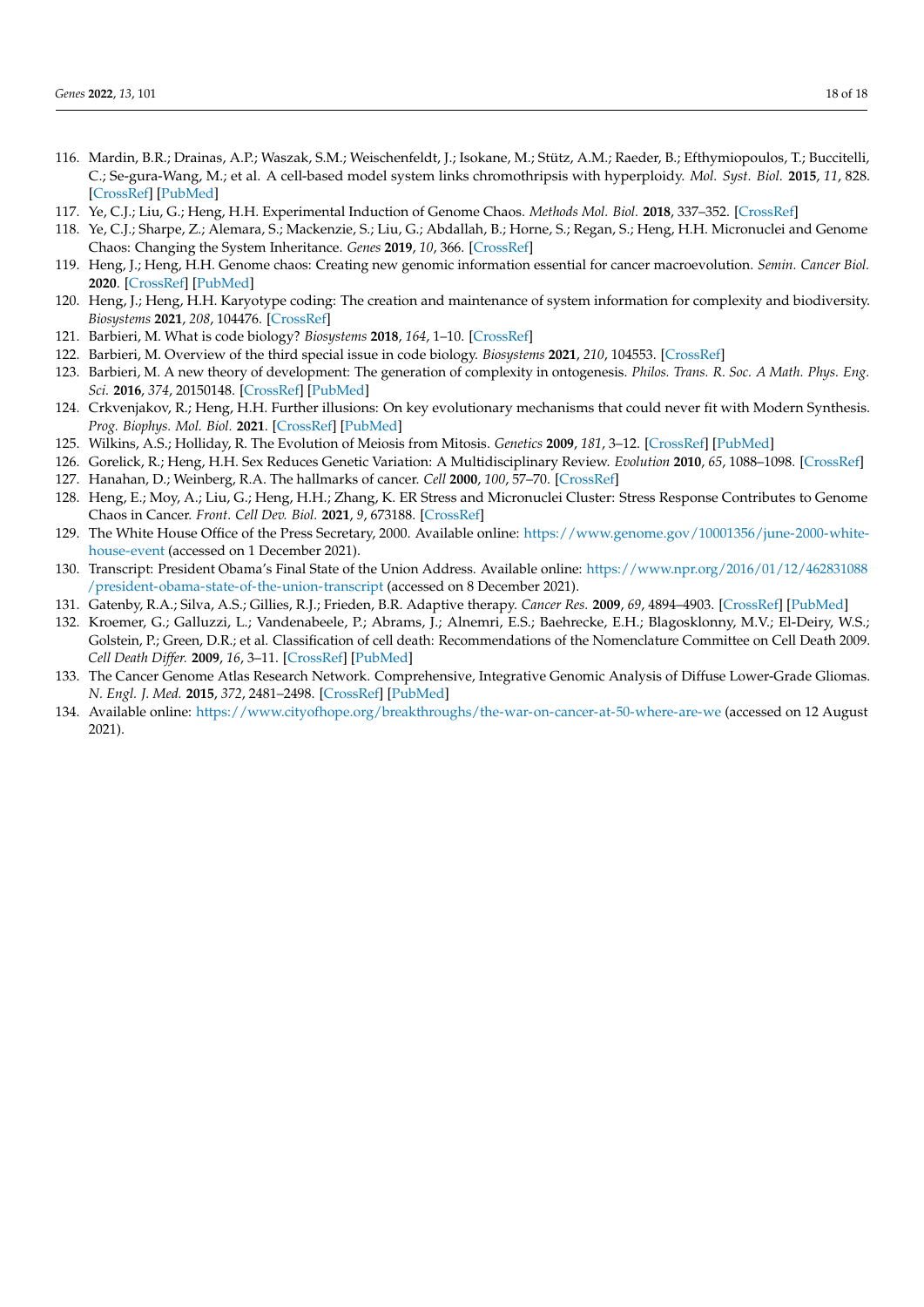116. Mardin, B.R.; Drainas, A.P.; Waszak, S.M.; Weischenfeldt, J.; Isokane, M.; Stütz, A.M.; Raeder, B.; Efthymiopoulos, T.; Buccitelli, C.; Se-gura-Wang, M.; et al. A cell-based model system links chromothripsis with hyperploidy. *Mol. Syst. Biol.* **2015**, *11*, 828. [CrossRef] [PubMed]
117. Ye, C.J.; Liu, G.; Heng, H.H. Experimental Induction of Genome Chaos. *Methods Mol. Biol.* **2018**, 337–352. [CrossRef]
118. Ye, C.J.; Sharpe, Z.; Alemara, S.; Mackenzie, S.; Liu, G.; Abdallah, B.; Horne, S.; Regan, S.; Heng, H.H. Micronuclei and Genome Chaos: Changing the System Inheritance. *Genes* **2019**, *10*, 366. [CrossRef]
119. Heng, J.; Heng, H.H. Genome chaos: Creating new genomic information essential for cancer macroevolution. *Semin. Cancer Biol.* **2020**. [CrossRef] [PubMed]
120. Heng, J.; Heng, H.H. Karyotype coding: The creation and maintenance of system information for complexity and biodiversity. *Biosystems* **2021**, *208*, 104476. [CrossRef]
121. Barbieri, M. What is code biology? *Biosystems* **2018**, *164*, 1–10. [CrossRef]
122. Barbieri, M. Overview of the third special issue in code biology. *Biosystems* **2021**, *210*, 104553. [CrossRef]
123. Barbieri, M. A new theory of development: The generation of complexity in ontogenesis. *Philos. Trans. R. Soc. A Math. Phys. Eng. Sci.* **2016**, *374*, 20150148. [CrossRef] [PubMed]
124. Crkvenjakov, R.; Heng, H.H. Further illusions: On key evolutionary mechanisms that could never fit with Modern Synthesis. *Prog. Biophys. Mol. Biol.* **2021**. [CrossRef] [PubMed]
125. Wilkins, A.S.; Holliday, R. The Evolution of Meiosis from Mitosis. *Genetics* **2009**, *181*, 3–12. [CrossRef] [PubMed]
126. Gorelick, R.; Heng, H.H. Sex Reduces Genetic Variation: A Multidisciplinary Review. *Evolution* **2010**, *65*, 1088–1098. [CrossRef]
127. Hanahan, D.; Weinberg, R.A. The hallmarks of cancer. *Cell* **2000**, *100*, 57–70. [CrossRef]
128. Heng, E.; Moy, A.; Liu, G.; Heng, H.H.; Zhang, K. ER Stress and Micronuclei Cluster: Stress Response Contributes to Genome Chaos in Cancer. *Front. Cell Dev. Biol.* **2021**, *9*, 673188. [CrossRef]
129. The White House Office of the Press Secretary, 2000. Available online: https://www.genome.gov/10001356/june-2000-white-house-event (accessed on 1 December 2021).
130. Transcript: President Obama's Final State of the Union Address. Available online: https://www.npr.org/2016/01/12/462831088/president-obama-state-of-the-union-transcript (accessed on 8 December 2021).
131. Gatenby, R.A.; Silva, A.S.; Gillies, R.J.; Frieden, B.R. Adaptive therapy. *Cancer Res.* **2009**, *69*, 4894–4903. [CrossRef] [PubMed]
132. Kroemer, G.; Galluzzi, L.; Vandenabeele, P.; Abrams, J.; Alnemri, E.S.; Baehrecke, E.H.; Blagosklonny, M.V.; El-Deiry, W.S.; Golstein, P.; Green, D.R.; et al. Classification of cell death: Recommendations of the Nomenclature Committee on Cell Death 2009. *Cell Death Differ.* **2009**, *16*, 3–11. [CrossRef] [PubMed]
133. The Cancer Genome Atlas Research Network. Comprehensive, Integrative Genomic Analysis of Diffuse Lower-Grade Gliomas. *N. Engl. J. Med.* **2015**, *372*, 2481–2498. [CrossRef] [PubMed]
134. Available online: https://www.cityofhope.org/breakthroughs/the-war-on-cancer-at-50-where-are-we (accessed on 12 August 2021).